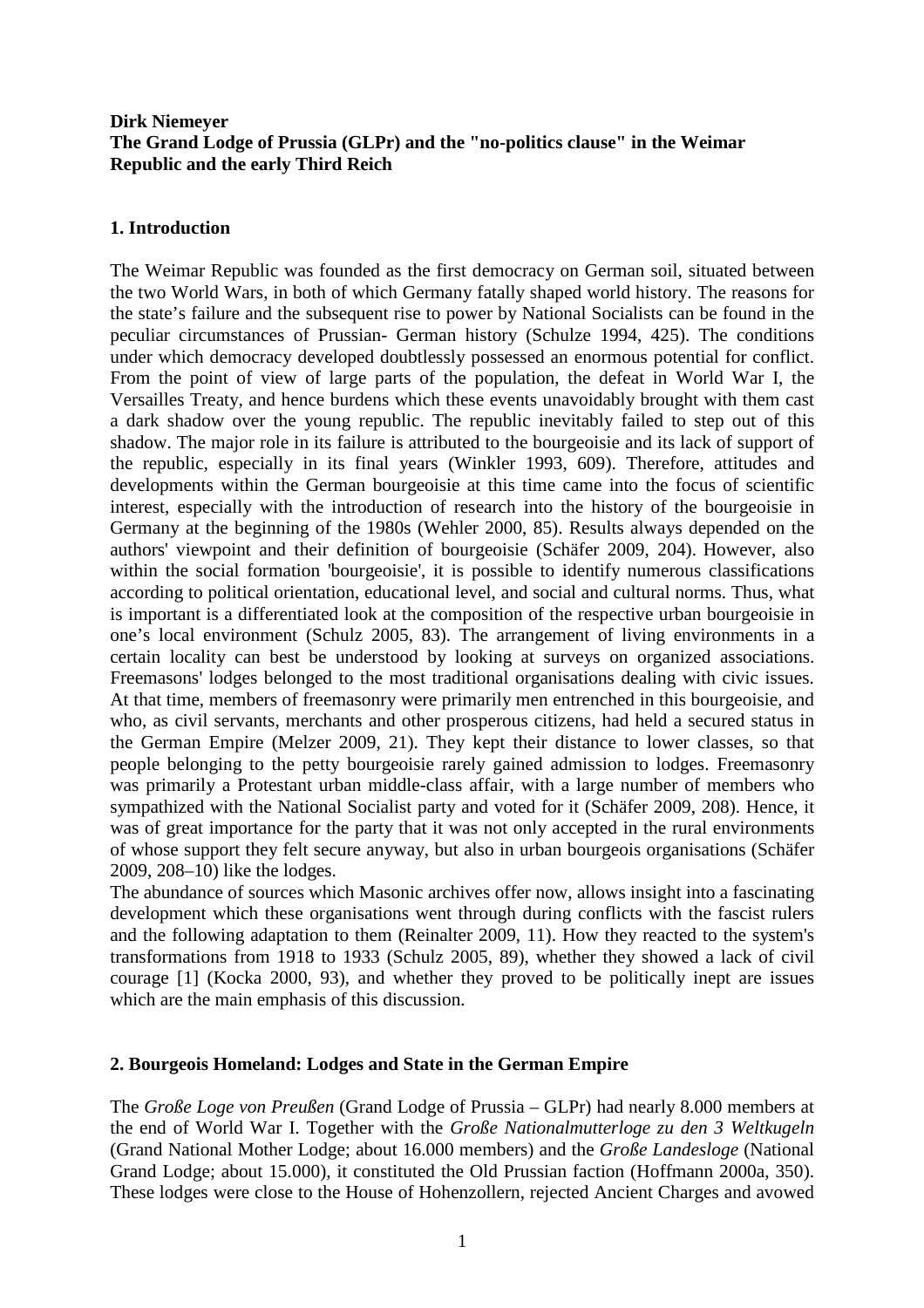**Dirk Niemeyer**
**The Grand Lodge of Prussia (GLPr) and the "no-politics clause" in the Weimar Republic and the early Third Reich**

## 1. Introduction

The Weimar Republic was founded as the first democracy on German soil, situated between the two World Wars, in both of which Germany fatally shaped world history. The reasons for the state's failure and the subsequent rise to power by National Socialists can be found in the peculiar circumstances of Prussian- German history (Schulze 1994, 425). The conditions under which democracy developed doubtlessly possessed an enormous potential for conflict. From the point of view of large parts of the population, the defeat in World War I, the Versailles Treaty, and hence burdens which these events unavoidably brought with them cast a dark shadow over the young republic. The republic inevitably failed to step out of this shadow. The major role in its failure is attributed to the bourgeoisie and its lack of support of the republic, especially in its final years (Winkler 1993, 609). Therefore, attitudes and developments within the German bourgeoisie at this time came into the focus of scientific interest, especially with the introduction of research into the history of the bourgeoisie in Germany at the beginning of the 1980s (Wehler 2000, 85). Results always depended on the authors' viewpoint and their definition of bourgeoisie (Schäfer 2009, 204). However, also within the social formation 'bourgeoisie', it is possible to identify numerous classifications according to political orientation, educational level, and social and cultural norms. Thus, what is important is a differentiated look at the composition of the respective urban bourgeoisie in one's local environment (Schulz 2005, 83). The arrangement of living environments in a certain locality can best be understood by looking at surveys on organized associations. Freemasons' lodges belonged to the most traditional organisations dealing with civic issues. At that time, members of freemasonry were primarily men entrenched in this bourgeoisie, and who, as civil servants, merchants and other prosperous citizens, had held a secured status in the German Empire (Melzer 2009, 21). They kept their distance to lower classes, so that people belonging to the petty bourgeoisie rarely gained admission to lodges. Freemasonry was primarily a Protestant urban middle-class affair, with a large number of members who sympathized with the National Socialist party and voted for it (Schäfer 2009, 208). Hence, it was of great importance for the party that it was not only accepted in the rural environments of whose support they felt secure anyway, but also in urban bourgeois organisations (Schäfer 2009, 208–10) like the lodges.

The abundance of sources which Masonic archives offer now, allows insight into a fascinating development which these organisations went through during conflicts with the fascist rulers and the following adaptation to them (Reinalter 2009, 11). How they reacted to the system's transformations from 1918 to 1933 (Schulz 2005, 89), whether they showed a lack of civil courage [1] (Kocka 2000, 93), and whether they proved to be politically inept are issues which are the main emphasis of this discussion.

## 2. Bourgeois Homeland: Lodges and State in the German Empire

The *Große Loge von Preußen* (Grand Lodge of Prussia – GLPr) had nearly 8.000 members at the end of World War I. Together with the *Große Nationalmutterloge zu den 3 Weltkugeln* (Grand National Mother Lodge; about 16.000 members) and the *Große Landesloge* (National Grand Lodge; about 15.000), it constituted the Old Prussian faction (Hoffmann 2000a, 350). These lodges were close to the House of Hohenzollern, rejected Ancient Charges and avowed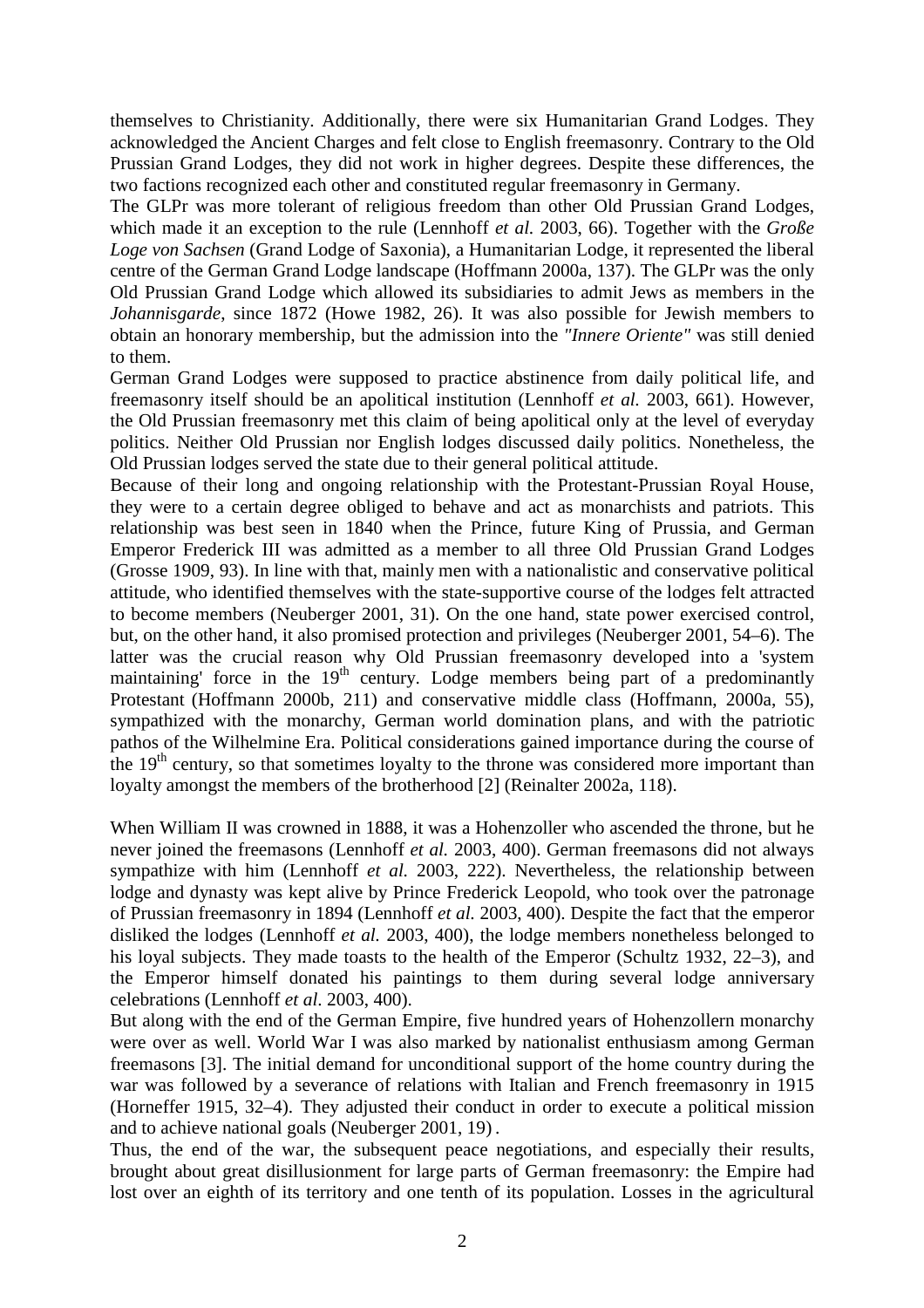themselves to Christianity. Additionally, there were six Humanitarian Grand Lodges. They acknowledged the Ancient Charges and felt close to English freemasonry. Contrary to the Old Prussian Grand Lodges, they did not work in higher degrees. Despite these differences, the two factions recognized each other and constituted regular freemasonry in Germany.

The GLPr was more tolerant of religious freedom than other Old Prussian Grand Lodges, which made it an exception to the rule (Lennhoff *et al.* 2003, 66). Together with the *Große Loge von Sachsen* (Grand Lodge of Saxonia), a Humanitarian Lodge, it represented the liberal centre of the German Grand Lodge landscape (Hoffmann 2000a, 137). The GLPr was the only Old Prussian Grand Lodge which allowed its subsidiaries to admit Jews as members in the *Johannisgarde*, since 1872 (Howe 1982, 26). It was also possible for Jewish members to obtain an honorary membership, but the admission into the *"Innere Oriente"* was still denied to them.

German Grand Lodges were supposed to practice abstinence from daily political life, and freemasonry itself should be an apolitical institution (Lennhoff *et al.* 2003, 661). However, the Old Prussian freemasonry met this claim of being apolitical only at the level of everyday politics. Neither Old Prussian nor English lodges discussed daily politics. Nonetheless, the Old Prussian lodges served the state due to their general political attitude.

Because of their long and ongoing relationship with the Protestant-Prussian Royal House, they were to a certain degree obliged to behave and act as monarchists and patriots. This relationship was best seen in 1840 when the Prince, future King of Prussia, and German Emperor Frederick III was admitted as a member to all three Old Prussian Grand Lodges (Grosse 1909, 93). In line with that, mainly men with a nationalistic and conservative political attitude, who identified themselves with the state-supportive course of the lodges felt attracted to become members (Neuberger 2001, 31). On the one hand, state power exercised control, but, on the other hand, it also promised protection and privileges (Neuberger 2001, 54–6). The latter was the crucial reason why Old Prussian freemasonry developed into a 'system maintaining' force in the 19th century. Lodge members being part of a predominantly Protestant (Hoffmann 2000b, 211) and conservative middle class (Hoffmann, 2000a, 55), sympathized with the monarchy, German world domination plans, and with the patriotic pathos of the Wilhelmine Era. Political considerations gained importance during the course of the 19th century, so that sometimes loyalty to the throne was considered more important than loyalty amongst the members of the brotherhood [2] (Reinalter 2002a, 118).

When William II was crowned in 1888, it was a Hohenzoller who ascended the throne, but he never joined the freemasons (Lennhoff *et al.* 2003, 400). German freemasons did not always sympathize with him (Lennhoff *et al.* 2003, 222). Nevertheless, the relationship between lodge and dynasty was kept alive by Prince Frederick Leopold, who took over the patronage of Prussian freemasonry in 1894 (Lennhoff *et al.* 2003, 400). Despite the fact that the emperor disliked the lodges (Lennhoff *et al.* 2003, 400), the lodge members nonetheless belonged to his loyal subjects. They made toasts to the health of the Emperor (Schultz 1932, 22–3), and the Emperor himself donated his paintings to them during several lodge anniversary celebrations (Lennhoff *et al.* 2003, 400).

But along with the end of the German Empire, five hundred years of Hohenzollern monarchy were over as well. World War I was also marked by nationalist enthusiasm among German freemasons [3]. The initial demand for unconditional support of the home country during the war was followed by a severance of relations with Italian and French freemasonry in 1915 (Horneffer 1915, 32–4). They adjusted their conduct in order to execute a political mission and to achieve national goals (Neuberger 2001, 19).

Thus, the end of the war, the subsequent peace negotiations, and especially their results, brought about great disillusionment for large parts of German freemasonry: the Empire had lost over an eighth of its territory and one tenth of its population. Losses in the agricultural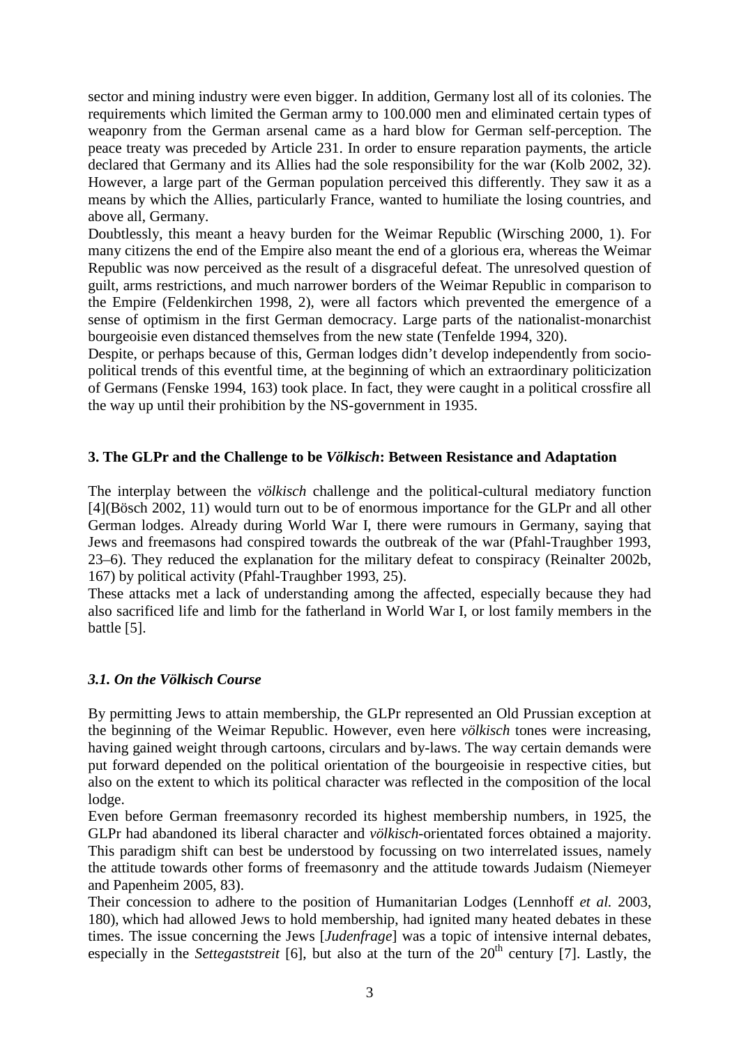sector and mining industry were even bigger. In addition, Germany lost all of its colonies. The requirements which limited the German army to 100.000 men and eliminated certain types of weaponry from the German arsenal came as a hard blow for German self-perception. The peace treaty was preceded by Article 231. In order to ensure reparation payments, the article declared that Germany and its Allies had the sole responsibility for the war (Kolb 2002, 32). However, a large part of the German population perceived this differently. They saw it as a means by which the Allies, particularly France, wanted to humiliate the losing countries, and above all, Germany.

Doubtlessly, this meant a heavy burden for the Weimar Republic (Wirsching 2000, 1). For many citizens the end of the Empire also meant the end of a glorious era, whereas the Weimar Republic was now perceived as the result of a disgraceful defeat. The unresolved question of guilt, arms restrictions, and much narrower borders of the Weimar Republic in comparison to the Empire (Feldenkirchen 1998, 2), were all factors which prevented the emergence of a sense of optimism in the first German democracy. Large parts of the nationalist-monarchist bourgeoisie even distanced themselves from the new state (Tenfelde 1994, 320).

Despite, or perhaps because of this, German lodges didn't develop independently from socio-political trends of this eventful time, at the beginning of which an extraordinary politicization of Germans (Fenske 1994, 163) took place. In fact, they were caught in a political crossfire all the way up until their prohibition by the NS-government in 1935.

## 3. The GLPr and the Challenge to be *Völkisch*: Between Resistance and Adaptation

The interplay between the *völkisch* challenge and the political-cultural mediatory function [4](Bösch 2002, 11) would turn out to be of enormous importance for the GLPr and all other German lodges. Already during World War I, there were rumours in Germany, saying that Jews and freemasons had conspired towards the outbreak of the war (Pfahl-Traughber 1993, 23–6). They reduced the explanation for the military defeat to conspiracy (Reinalter 2002b, 167) by political activity (Pfahl-Traughber 1993, 25).

These attacks met a lack of understanding among the affected, especially because they had also sacrificed life and limb for the fatherland in World War I, or lost family members in the battle [5].

### *3.1. On the Völkisch Course*

By permitting Jews to attain membership, the GLPr represented an Old Prussian exception at the beginning of the Weimar Republic. However, even here *völkisch* tones were increasing, having gained weight through cartoons, circulars and by-laws. The way certain demands were put forward depended on the political orientation of the bourgeoisie in respective cities, but also on the extent to which its political character was reflected in the composition of the local lodge.

Even before German freemasonry recorded its highest membership numbers, in 1925, the GLPr had abandoned its liberal character and *völkisch*-orientated forces obtained a majority. This paradigm shift can best be understood by focussing on two interrelated issues, namely the attitude towards other forms of freemasonry and the attitude towards Judaism (Niemeyer and Papenheim 2005, 83).

Their concession to adhere to the position of Humanitarian Lodges (Lennhoff *et al.* 2003, 180), which had allowed Jews to hold membership, had ignited many heated debates in these times. The issue concerning the Jews [*Judenfrage*] was a topic of intensive internal debates, especially in the *Settegaststreit* [6], but also at the turn of the 20th century [7]. Lastly, the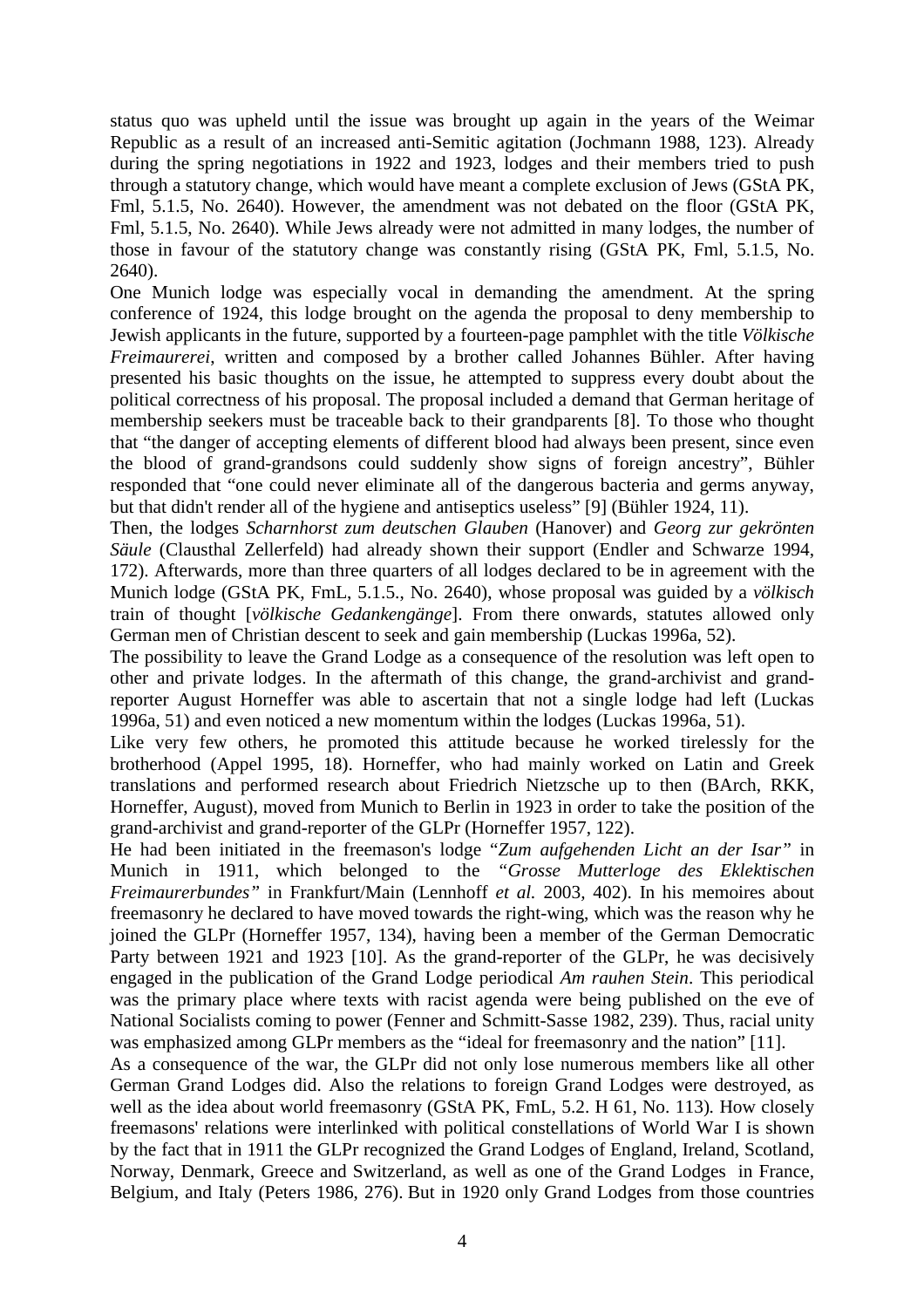status quo was upheld until the issue was brought up again in the years of the Weimar Republic as a result of an increased anti-Semitic agitation (Jochmann 1988, 123). Already during the spring negotiations in 1922 and 1923, lodges and their members tried to push through a statutory change, which would have meant a complete exclusion of Jews (GStA PK, Fml, 5.1.5, No. 2640). However, the amendment was not debated on the floor (GStA PK, Fml, 5.1.5, No. 2640). While Jews already were not admitted in many lodges, the number of those in favour of the statutory change was constantly rising (GStA PK, Fml, 5.1.5, No. 2640).

One Munich lodge was especially vocal in demanding the amendment. At the spring conference of 1924, this lodge brought on the agenda the proposal to deny membership to Jewish applicants in the future, supported by a fourteen-page pamphlet with the title *Völkische Freimaurerei*, written and composed by a brother called Johannes Bühler. After having presented his basic thoughts on the issue, he attempted to suppress every doubt about the political correctness of his proposal. The proposal included a demand that German heritage of membership seekers must be traceable back to their grandparents [8]. To those who thought that "the danger of accepting elements of different blood had always been present, since even the blood of grand-grandsons could suddenly show signs of foreign ancestry", Bühler responded that "one could never eliminate all of the dangerous bacteria and germs anyway, but that didn't render all of the hygiene and antiseptics useless" [9] (Bühler 1924, 11).

Then, the lodges *Scharnhorst zum deutschen Glauben* (Hanover) and *Georg zur gekrönten Säule* (Clausthal Zellerfeld) had already shown their support (Endler and Schwarze 1994, 172). Afterwards, more than three quarters of all lodges declared to be in agreement with the Munich lodge (GStA PK, FmL, 5.1.5., No. 2640), whose proposal was guided by a *völkisch* train of thought [*völkische Gedankengänge*]. From there onwards, statutes allowed only German men of Christian descent to seek and gain membership (Luckas 1996a, 52).

The possibility to leave the Grand Lodge as a consequence of the resolution was left open to other and private lodges. In the aftermath of this change, the grand-archivist and grand-reporter August Horneffer was able to ascertain that not a single lodge had left (Luckas 1996a, 51) and even noticed a new momentum within the lodges (Luckas 1996a, 51).

Like very few others, he promoted this attitude because he worked tirelessly for the brotherhood (Appel 1995, 18). Horneffer, who had mainly worked on Latin and Greek translations and performed research about Friedrich Nietzsche up to then (BArch, RKK, Horneffer, August), moved from Munich to Berlin in 1923 in order to take the position of the grand-archivist and grand-reporter of the GLPr (Horneffer 1957, 122).

He had been initiated in the freemason's lodge "*Zum aufgehenden Licht an der Isar*" in Munich in 1911, which belonged to the "*Grosse Mutterloge des Eklektischen Freimaurerbundes*" in Frankfurt/Main (Lennhoff *et al.* 2003, 402). In his memoires about freemasonry he declared to have moved towards the right-wing, which was the reason why he joined the GLPr (Horneffer 1957, 134), having been a member of the German Democratic Party between 1921 and 1923 [10]. As the grand-reporter of the GLPr, he was decisively engaged in the publication of the Grand Lodge periodical *Am rauhen Stein*. This periodical was the primary place where texts with racist agenda were being published on the eve of National Socialists coming to power (Fenner and Schmitt-Sasse 1982, 239). Thus, racial unity was emphasized among GLPr members as the "ideal for freemasonry and the nation" [11].

As a consequence of the war, the GLPr did not only lose numerous members like all other German Grand Lodges did. Also the relations to foreign Grand Lodges were destroyed, as well as the idea about world freemasonry (GStA PK, FmL, 5.2. H 61, No. 113). How closely freemasons' relations were interlinked with political constellations of World War I is shown by the fact that in 1911 the GLPr recognized the Grand Lodges of England, Ireland, Scotland, Norway, Denmark, Greece and Switzerland, as well as one of the Grand Lodges in France, Belgium, and Italy (Peters 1986, 276). But in 1920 only Grand Lodges from those countries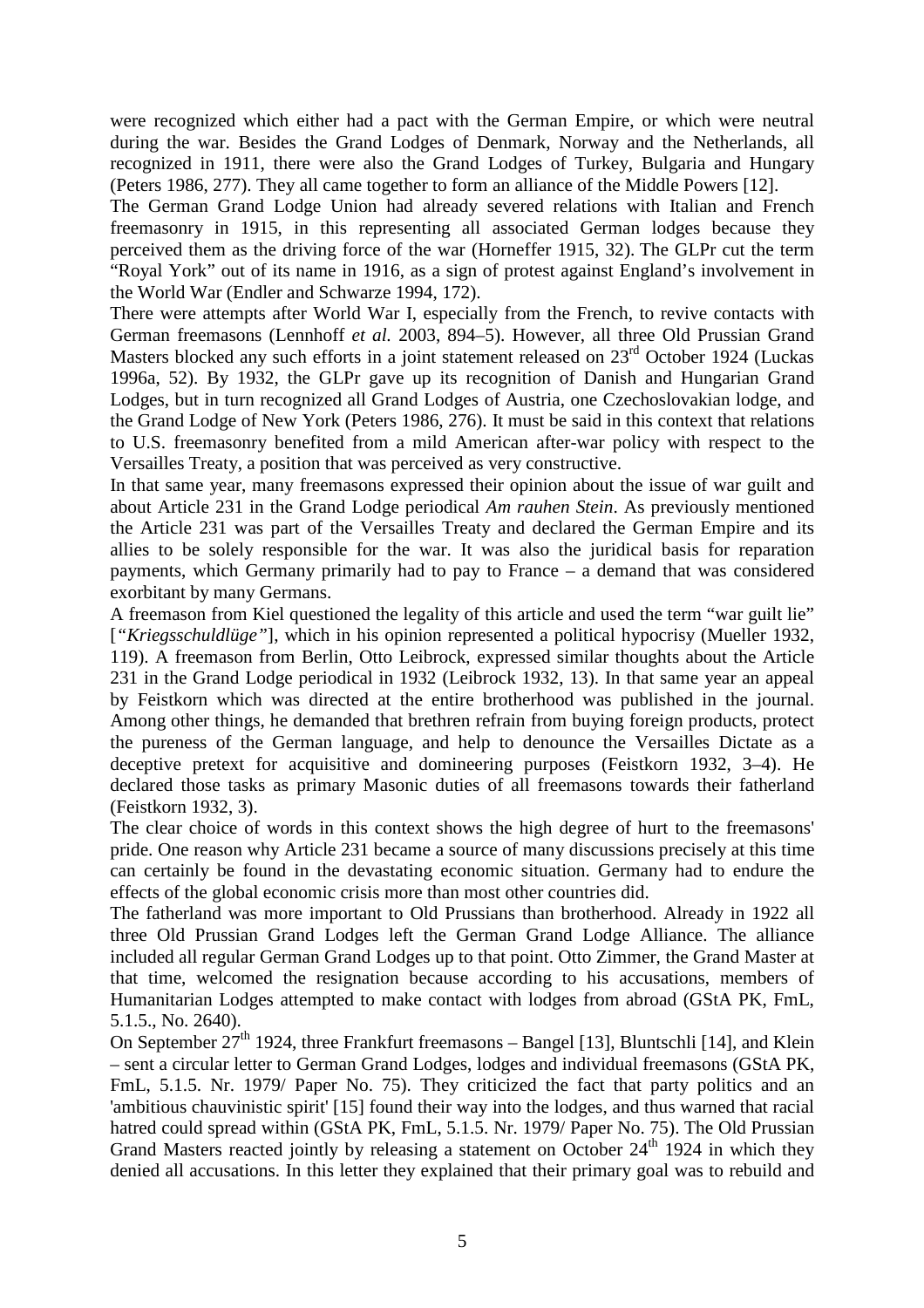were recognized which either had a pact with the German Empire, or which were neutral during the war. Besides the Grand Lodges of Denmark, Norway and the Netherlands, all recognized in 1911, there were also the Grand Lodges of Turkey, Bulgaria and Hungary (Peters 1986, 277). They all came together to form an alliance of the Middle Powers [12].

The German Grand Lodge Union had already severed relations with Italian and French freemasonry in 1915, in this representing all associated German lodges because they perceived them as the driving force of the war (Horneffer 1915, 32). The GLPr cut the term "Royal York" out of its name in 1916, as a sign of protest against England's involvement in the World War (Endler and Schwarze 1994, 172).

There were attempts after World War I, especially from the French, to revive contacts with German freemasons (Lennhoff *et al.* 2003, 894–5). However, all three Old Prussian Grand Masters blocked any such efforts in a joint statement released on 23rd October 1924 (Luckas 1996a, 52). By 1932, the GLPr gave up its recognition of Danish and Hungarian Grand Lodges, but in turn recognized all Grand Lodges of Austria, one Czechoslovakian lodge, and the Grand Lodge of New York (Peters 1986, 276). It must be said in this context that relations to U.S. freemasonry benefited from a mild American after-war policy with respect to the Versailles Treaty, a position that was perceived as very constructive.

In that same year, many freemasons expressed their opinion about the issue of war guilt and about Article 231 in the Grand Lodge periodical *Am rauhen Stein*. As previously mentioned the Article 231 was part of the Versailles Treaty and declared the German Empire and its allies to be solely responsible for the war. It was also the juridical basis for reparation payments, which Germany primarily had to pay to France – a demand that was considered exorbitant by many Germans.

A freemason from Kiel questioned the legality of this article and used the term "war guilt lie" [*"Kriegsschuldlüge"*], which in his opinion represented a political hypocrisy (Mueller 1932, 119). A freemason from Berlin, Otto Leibrock, expressed similar thoughts about the Article 231 in the Grand Lodge periodical in 1932 (Leibrock 1932, 13). In that same year an appeal by Feistkorn which was directed at the entire brotherhood was published in the journal. Among other things, he demanded that brethren refrain from buying foreign products, protect the pureness of the German language, and help to denounce the Versailles Dictate as a deceptive pretext for acquisitive and domineering purposes (Feistkorn 1932, 3–4). He declared those tasks as primary Masonic duties of all freemasons towards their fatherland (Feistkorn 1932, 3).

The clear choice of words in this context shows the high degree of hurt to the freemasons' pride. One reason why Article 231 became a source of many discussions precisely at this time can certainly be found in the devastating economic situation. Germany had to endure the effects of the global economic crisis more than most other countries did.

The fatherland was more important to Old Prussians than brotherhood. Already in 1922 all three Old Prussian Grand Lodges left the German Grand Lodge Alliance. The alliance included all regular German Grand Lodges up to that point. Otto Zimmer, the Grand Master at that time, welcomed the resignation because according to his accusations, members of Humanitarian Lodges attempted to make contact with lodges from abroad (GStA PK, FmL, 5.1.5., No. 2640).

On September 27th 1924, three Frankfurt freemasons – Bangel [13], Bluntschli [14], and Klein – sent a circular letter to German Grand Lodges, lodges and individual freemasons (GStA PK, FmL, 5.1.5. Nr. 1979/ Paper No. 75). They criticized the fact that party politics and an 'ambitious chauvinistic spirit' [15] found their way into the lodges, and thus warned that racial hatred could spread within (GStA PK, FmL, 5.1.5. Nr. 1979/ Paper No. 75). The Old Prussian Grand Masters reacted jointly by releasing a statement on October 24th 1924 in which they denied all accusations. In this letter they explained that their primary goal was to rebuild and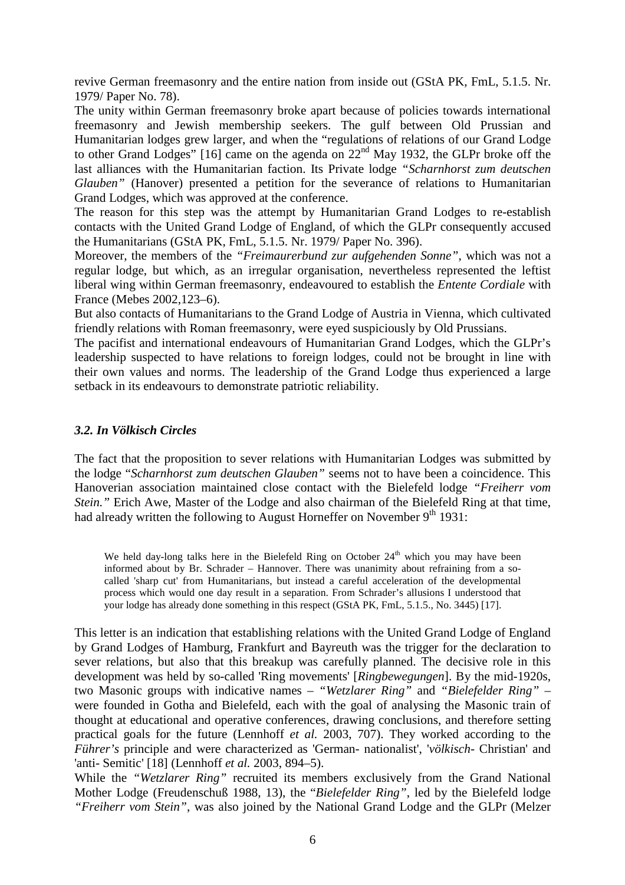revive German freemasonry and the entire nation from inside out (GStA PK, FmL, 5.1.5. Nr. 1979/ Paper No. 78).

The unity within German freemasonry broke apart because of policies towards international freemasonry and Jewish membership seekers. The gulf between Old Prussian and Humanitarian lodges grew larger, and when the "regulations of relations of our Grand Lodge to other Grand Lodges" [16] came on the agenda on 22nd May 1932, the GLPr broke off the last alliances with the Humanitarian faction. Its Private lodge *"Scharnhorst zum deutschen Glauben"* (Hanover) presented a petition for the severance of relations to Humanitarian Grand Lodges, which was approved at the conference.

The reason for this step was the attempt by Humanitarian Grand Lodges to re-establish contacts with the United Grand Lodge of England, of which the GLPr consequently accused the Humanitarians (GStA PK, FmL, 5.1.5. Nr. 1979/ Paper No. 396).

Moreover, the members of the *"Freimaurerbund zur aufgehenden Sonne"*, which was not a regular lodge, but which, as an irregular organisation, nevertheless represented the leftist liberal wing within German freemasonry, endeavoured to establish the *Entente Cordiale* with France (Mebes 2002,123–6).

But also contacts of Humanitarians to the Grand Lodge of Austria in Vienna, which cultivated friendly relations with Roman freemasonry, were eyed suspiciously by Old Prussians.

The pacifist and international endeavours of Humanitarian Grand Lodges, which the GLPr's leadership suspected to have relations to foreign lodges, could not be brought in line with their own values and norms. The leadership of the Grand Lodge thus experienced a large setback in its endeavours to demonstrate patriotic reliability.

### *3.2. In Völkisch Circles*

The fact that the proposition to sever relations with Humanitarian Lodges was submitted by the lodge "*Scharnhorst zum deutschen Glauben"* seems not to have been a coincidence. This Hanoverian association maintained close contact with the Bielefeld lodge *"Freiherr vom Stein."* Erich Awe, Master of the Lodge and also chairman of the Bielefeld Ring at that time, had already written the following to August Horneffer on November 9th 1931:

> We held day-long talks here in the Bielefeld Ring on October 24th which you may have been informed about by Br. Schrader – Hannover. There was unanimity about refraining from a so-called 'sharp cut' from Humanitarians, but instead a careful acceleration of the developmental process which would one day result in a separation. From Schrader's allusions I understood that your lodge has already done something in this respect (GStA PK, FmL, 5.1.5., No. 3445) [17].

This letter is an indication that establishing relations with the United Grand Lodge of England by Grand Lodges of Hamburg, Frankfurt and Bayreuth was the trigger for the declaration to sever relations, but also that this breakup was carefully planned. The decisive role in this development was held by so-called 'Ring movements' [*Ringbewegungen*]. By the mid-1920s, two Masonic groups with indicative names – "*Wetzlarer Ring"* and *"Bielefelder Ring"* – were founded in Gotha and Bielefeld, each with the goal of analysing the Masonic train of thought at educational and operative conferences, drawing conclusions, and therefore setting practical goals for the future (Lennhoff *et al.* 2003, 707). They worked according to the *Führer's* principle and were characterized as 'German- nationalist', '*völkisch*- Christian' and 'anti- Semitic' [18] (Lennhoff *et al.* 2003, 894–5).

While the *"Wetzlarer Ring"* recruited its members exclusively from the Grand National Mother Lodge (Freudenschuß 1988, 13), the "*Bielefelder Ring"*, led by the Bielefeld lodge *"Freiherr vom Stein"*, was also joined by the National Grand Lodge and the GLPr (Melzer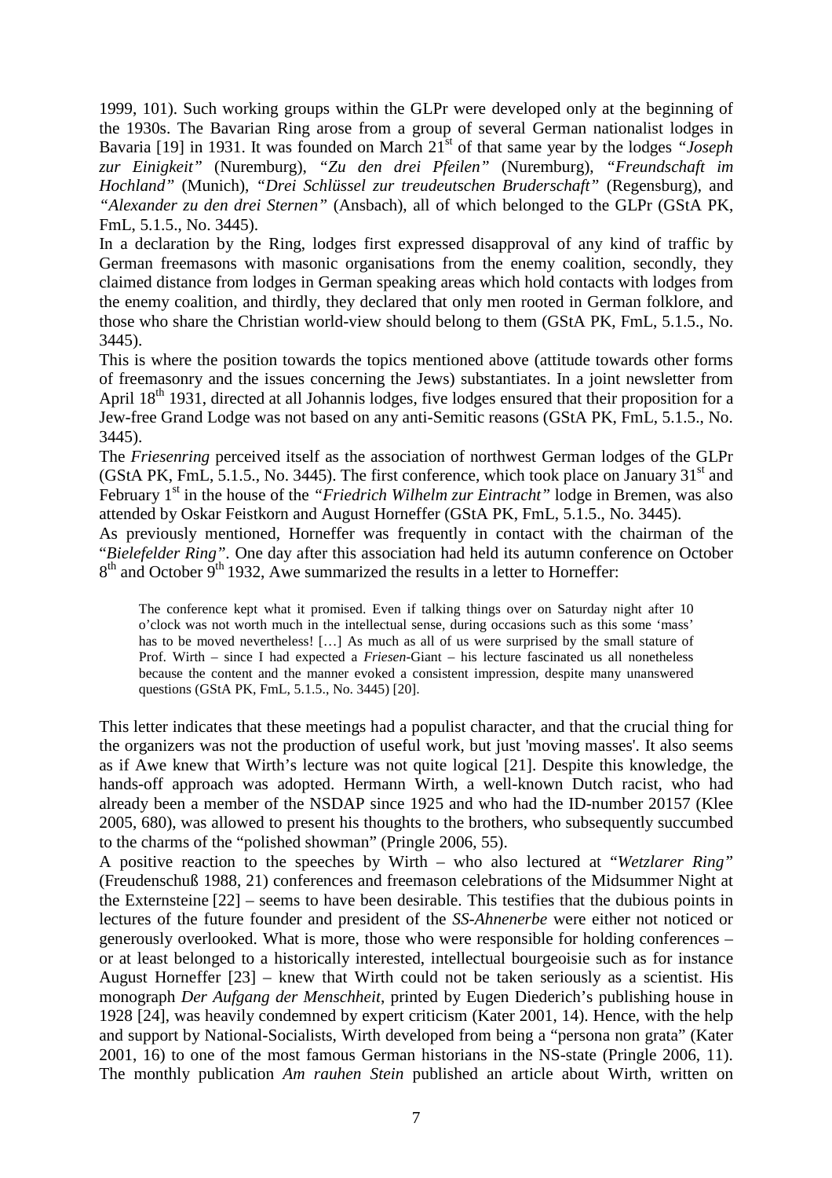1999, 101). Such working groups within the GLPr were developed only at the beginning of the 1930s. The Bavarian Ring arose from a group of several German nationalist lodges in Bavaria [19] in 1931. It was founded on March 21st of that same year by the lodges *"Joseph zur Einigkeit"* (Nuremburg), *"Zu den drei Pfeilen"* (Nuremburg), *"Freundschaft im Hochland"* (Munich), *"Drei Schlüssel zur treudeutschen Bruderschaft"* (Regensburg), and *"Alexander zu den drei Sternen"* (Ansbach), all of which belonged to the GLPr (GStA PK, FmL, 5.1.5., No. 3445).

In a declaration by the Ring, lodges first expressed disapproval of any kind of traffic by German freemasons with masonic organisations from the enemy coalition, secondly, they claimed distance from lodges in German speaking areas which hold contacts with lodges from the enemy coalition, and thirdly, they declared that only men rooted in German folklore, and those who share the Christian world-view should belong to them (GStA PK, FmL, 5.1.5., No. 3445).

This is where the position towards the topics mentioned above (attitude towards other forms of freemasonry and the issues concerning the Jews) substantiates. In a joint newsletter from April 18th 1931, directed at all Johannis lodges, five lodges ensured that their proposition for a Jew-free Grand Lodge was not based on any anti-Semitic reasons (GStA PK, FmL, 5.1.5., No. 3445).

The *Friesenring* perceived itself as the association of northwest German lodges of the GLPr (GStA PK, FmL, 5.1.5., No. 3445). The first conference, which took place on January 31st and February 1st in the house of the *"Friedrich Wilhelm zur Eintracht"* lodge in Bremen, was also attended by Oskar Feistkorn and August Horneffer (GStA PK, FmL, 5.1.5., No. 3445).

As previously mentioned, Horneffer was frequently in contact with the chairman of the "*Bielefelder Ring*". One day after this association had held its autumn conference on October 8th and October 9th 1932, Awe summarized the results in a letter to Horneffer:

> The conference kept what it promised. Even if talking things over on Saturday night after 10 o'clock was not worth much in the intellectual sense, during occasions such as this some 'mass' has to be moved nevertheless! […] As much as all of us were surprised by the small stature of Prof. Wirth – since I had expected a *Friesen*-Giant – his lecture fascinated us all nonetheless because the content and the manner evoked a consistent impression, despite many unanswered questions (GStA PK, FmL, 5.1.5., No. 3445) [20].

This letter indicates that these meetings had a populist character, and that the crucial thing for the organizers was not the production of useful work, but just 'moving masses'. It also seems as if Awe knew that Wirth's lecture was not quite logical [21]. Despite this knowledge, the hands-off approach was adopted. Hermann Wirth, a well-known Dutch racist, who had already been a member of the NSDAP since 1925 and who had the ID-number 20157 (Klee 2005, 680), was allowed to present his thoughts to the brothers, who subsequently succumbed to the charms of the "polished showman" (Pringle 2006, 55).

A positive reaction to the speeches by Wirth – who also lectured at "*Wetzlarer Ring"* (Freudenschuß 1988, 21) conferences and freemason celebrations of the Midsummer Night at the Externsteine [22] – seems to have been desirable. This testifies that the dubious points in lectures of the future founder and president of the *SS-Ahnenerbe* were either not noticed or generously overlooked. What is more, those who were responsible for holding conferences – or at least belonged to a historically interested, intellectual bourgeoisie such as for instance August Horneffer [23] – knew that Wirth could not be taken seriously as a scientist. His monograph *Der Aufgang der Menschheit*, printed by Eugen Diederich's publishing house in 1928 [24], was heavily condemned by expert criticism (Kater 2001, 14). Hence, with the help and support by National-Socialists, Wirth developed from being a "persona non grata" (Kater 2001, 16) to one of the most famous German historians in the NS-state (Pringle 2006, 11). The monthly publication *Am rauhen Stein* published an article about Wirth, written on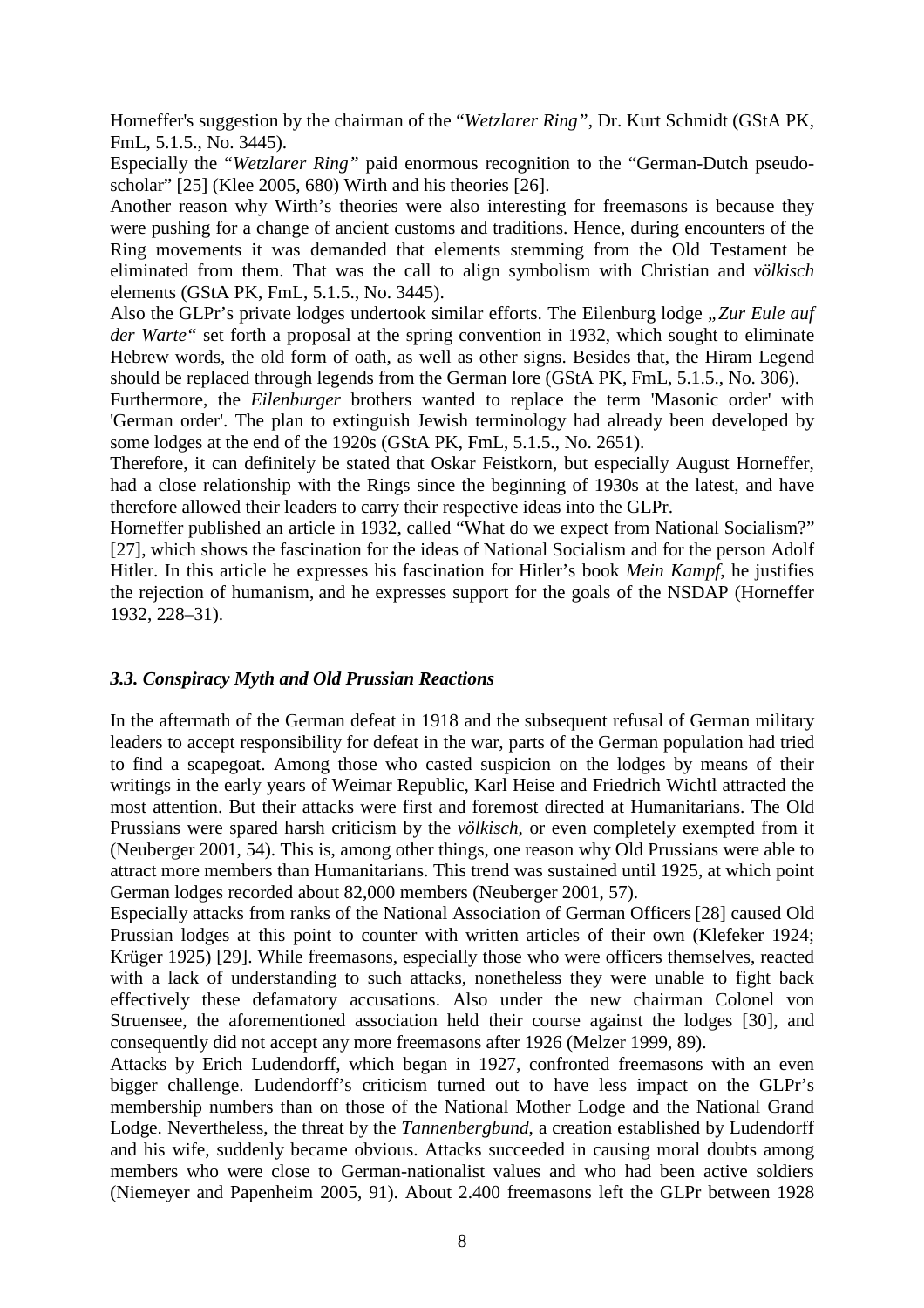Horneffer's suggestion by the chairman of the "*Wetzlarer Ring"*, Dr. Kurt Schmidt (GStA PK, FmL, 5.1.5., No. 3445).

Especially the "*Wetzlarer Ring"* paid enormous recognition to the "German-Dutch pseudo-scholar" [25] (Klee 2005, 680) Wirth and his theories [26].

Another reason why Wirth's theories were also interesting for freemasons is because they were pushing for a change of ancient customs and traditions. Hence, during encounters of the Ring movements it was demanded that elements stemming from the Old Testament be eliminated from them. That was the call to align symbolism with Christian and *völkisch* elements (GStA PK, FmL, 5.1.5., No. 3445).

Also the GLPr's private lodges undertook similar efforts. The Eilenburg lodge *„Zur Eule auf der Warte"* set forth a proposal at the spring convention in 1932, which sought to eliminate Hebrew words, the old form of oath, as well as other signs. Besides that, the Hiram Legend should be replaced through legends from the German lore (GStA PK, FmL, 5.1.5., No. 306).

Furthermore, the *Eilenburger* brothers wanted to replace the term 'Masonic order' with 'German order'. The plan to extinguish Jewish terminology had already been developed by some lodges at the end of the 1920s (GStA PK, FmL, 5.1.5., No. 2651).

Therefore, it can definitely be stated that Oskar Feistkorn, but especially August Horneffer, had a close relationship with the Rings since the beginning of 1930s at the latest, and have therefore allowed their leaders to carry their respective ideas into the GLPr.

Horneffer published an article in 1932, called "What do we expect from National Socialism?" [27], which shows the fascination for the ideas of National Socialism and for the person Adolf Hitler. In this article he expresses his fascination for Hitler's book *Mein Kampf*, he justifies the rejection of humanism, and he expresses support for the goals of the NSDAP (Horneffer 1932, 228–31).

### *3.3. Conspiracy Myth and Old Prussian Reactions*

In the aftermath of the German defeat in 1918 and the subsequent refusal of German military leaders to accept responsibility for defeat in the war, parts of the German population had tried to find a scapegoat. Among those who casted suspicion on the lodges by means of their writings in the early years of Weimar Republic, Karl Heise and Friedrich Wichtl attracted the most attention. But their attacks were first and foremost directed at Humanitarians. The Old Prussians were spared harsh criticism by the *völkisch*, or even completely exempted from it (Neuberger 2001, 54). This is, among other things, one reason why Old Prussians were able to attract more members than Humanitarians. This trend was sustained until 1925, at which point German lodges recorded about 82,000 members (Neuberger 2001, 57).

Especially attacks from ranks of the National Association of German Officers [28] caused Old Prussian lodges at this point to counter with written articles of their own (Klefeker 1924; Krüger 1925) [29]. While freemasons, especially those who were officers themselves, reacted with a lack of understanding to such attacks, nonetheless they were unable to fight back effectively these defamatory accusations. Also under the new chairman Colonel von Struensee, the aforementioned association held their course against the lodges [30], and consequently did not accept any more freemasons after 1926 (Melzer 1999, 89).

Attacks by Erich Ludendorff, which began in 1927, confronted freemasons with an even bigger challenge. Ludendorff's criticism turned out to have less impact on the GLPr's membership numbers than on those of the National Mother Lodge and the National Grand Lodge. Nevertheless, the threat by the *Tannenbergbund*, a creation established by Ludendorff and his wife, suddenly became obvious. Attacks succeeded in causing moral doubts among members who were close to German-nationalist values and who had been active soldiers (Niemeyer and Papenheim 2005, 91). About 2.400 freemasons left the GLPr between 1928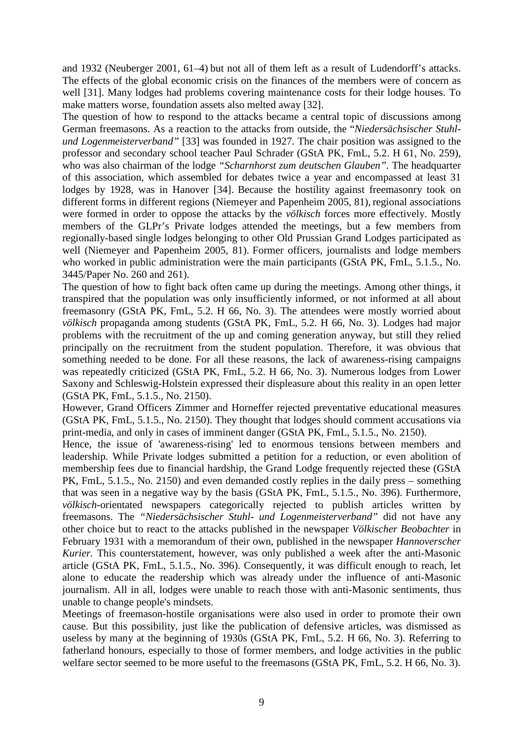and 1932 (Neuberger 2001, 61–4) but not all of them left as a result of Ludendorff's attacks. The effects of the global economic crisis on the finances of the members were of concern as well [31]. Many lodges had problems covering maintenance costs for their lodge houses. To make matters worse, foundation assets also melted away [32].

The question of how to respond to the attacks became a central topic of discussions among German freemasons. As a reaction to the attacks from outside, the *"Niedersächsischer Stuhl- und Logenmeisterverband"* [33] was founded in 1927. The chair position was assigned to the professor and secondary school teacher Paul Schrader (GStA PK, FmL, 5.2. H 61, No. 259), who was also chairman of the lodge *"Scharnhorst zum deutschen Glauben"*. The headquarter of this association, which assembled for debates twice a year and encompassed at least 31 lodges by 1928, was in Hanover [34]. Because the hostility against freemasonry took on different forms in different regions (Niemeyer and Papenheim 2005, 81), regional associations were formed in order to oppose the attacks by the *völkisch* forces more effectively. Mostly members of the GLPr's Private lodges attended the meetings, but a few members from regionally-based single lodges belonging to other Old Prussian Grand Lodges participated as well (Niemeyer and Papenheim 2005, 81). Former officers, journalists and lodge members who worked in public administration were the main participants (GStA PK, FmL, 5.1.5., No. 3445/Paper No. 260 and 261).

The question of how to fight back often came up during the meetings. Among other things, it transpired that the population was only insufficiently informed, or not informed at all about freemasonry (GStA PK, FmL, 5.2. H 66, No. 3). The attendees were mostly worried about *völkisch* propaganda among students (GStA PK, FmL, 5.2. H 66, No. 3). Lodges had major problems with the recruitment of the up and coming generation anyway, but still they relied principally on the recruitment from the student population. Therefore, it was obvious that something needed to be done. For all these reasons, the lack of awareness-rising campaigns was repeatedly criticized (GStA PK, FmL, 5.2. H 66, No. 3). Numerous lodges from Lower Saxony and Schleswig-Holstein expressed their displeasure about this reality in an open letter (GStA PK, FmL, 5.1.5., No. 2150).

However, Grand Officers Zimmer and Horneffer rejected preventative educational measures (GStA PK, FmL, 5.1.5., No. 2150). They thought that lodges should comment accusations via print-media, and only in cases of imminent danger (GStA PK, FmL, 5.1.5., No. 2150).

Hence, the issue of 'awareness-rising' led to enormous tensions between members and leadership. While Private lodges submitted a petition for a reduction, or even abolition of membership fees due to financial hardship, the Grand Lodge frequently rejected these (GStA PK, FmL, 5.1.5., No. 2150) and even demanded costly replies in the daily press – something that was seen in a negative way by the basis (GStA PK, FmL, 5.1.5., No. 396). Furthermore, *völkisch*-orientated newspapers categorically rejected to publish articles written by freemasons. The *"Niedersächsischer Stuhl- und Logenmeisterverband"* did not have any other choice but to react to the attacks published in the newspaper *Völkischer Beobachter* in February 1931 with a memorandum of their own, published in the newspaper *Hannoverscher Kurier.* This counterstatement, however, was only published a week after the anti-Masonic article (GStA PK, FmL, 5.1.5., No. 396). Consequently, it was difficult enough to reach, let alone to educate the readership which was already under the influence of anti-Masonic journalism. All in all, lodges were unable to reach those with anti-Masonic sentiments, thus unable to change people's mindsets.

Meetings of freemason-hostile organisations were also used in order to promote their own cause. But this possibility, just like the publication of defensive articles, was dismissed as useless by many at the beginning of 1930s (GStA PK, FmL, 5.2. H 66, No. 3). Referring to fatherland honours, especially to those of former members, and lodge activities in the public welfare sector seemed to be more useful to the freemasons (GStA PK, FmL, 5.2. H 66, No. 3).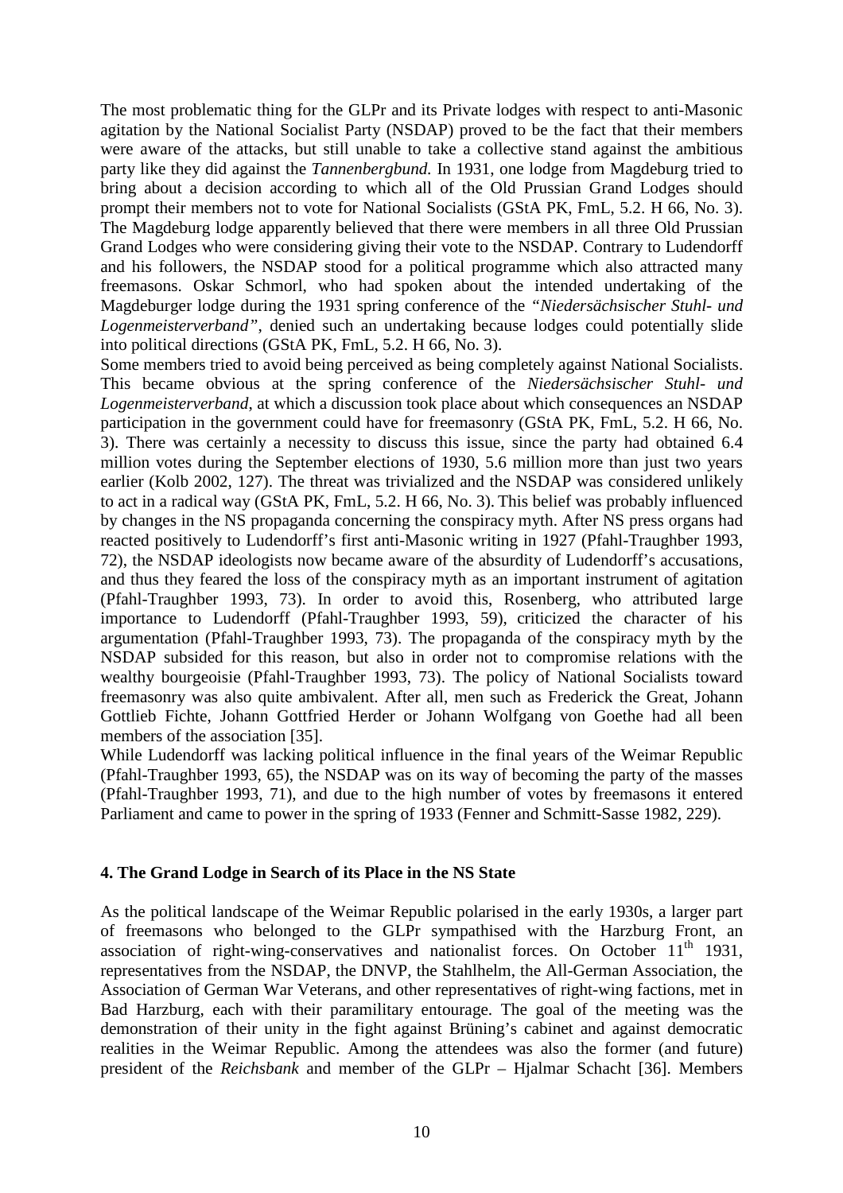The most problematic thing for the GLPr and its Private lodges with respect to anti-Masonic agitation by the National Socialist Party (NSDAP) proved to be the fact that their members were aware of the attacks, but still unable to take a collective stand against the ambitious party like they did against the *Tannenbergbund.* In 1931, one lodge from Magdeburg tried to bring about a decision according to which all of the Old Prussian Grand Lodges should prompt their members not to vote for National Socialists (GStA PK, FmL, 5.2. H 66, No. 3). The Magdeburg lodge apparently believed that there were members in all three Old Prussian Grand Lodges who were considering giving their vote to the NSDAP. Contrary to Ludendorff and his followers, the NSDAP stood for a political programme which also attracted many freemasons. Oskar Schmorl, who had spoken about the intended undertaking of the Magdeburger lodge during the 1931 spring conference of the *"Niedersächsischer Stuhl- und Logenmeisterverband"*, denied such an undertaking because lodges could potentially slide into political directions (GStA PK, FmL, 5.2. H 66, No. 3).

Some members tried to avoid being perceived as being completely against National Socialists. This became obvious at the spring conference of the *Niedersächsischer Stuhl- und Logenmeisterverband*, at which a discussion took place about which consequences an NSDAP participation in the government could have for freemasonry (GStA PK, FmL, 5.2. H 66, No. 3). There was certainly a necessity to discuss this issue, since the party had obtained 6.4 million votes during the September elections of 1930, 5.6 million more than just two years earlier (Kolb 2002, 127). The threat was trivialized and the NSDAP was considered unlikely to act in a radical way (GStA PK, FmL, 5.2. H 66, No. 3). This belief was probably influenced by changes in the NS propaganda concerning the conspiracy myth. After NS press organs had reacted positively to Ludendorff's first anti-Masonic writing in 1927 (Pfahl-Traughber 1993, 72), the NSDAP ideologists now became aware of the absurdity of Ludendorff's accusations, and thus they feared the loss of the conspiracy myth as an important instrument of agitation (Pfahl-Traughber 1993, 73). In order to avoid this, Rosenberg, who attributed large importance to Ludendorff (Pfahl-Traughber 1993, 59), criticized the character of his argumentation (Pfahl-Traughber 1993, 73). The propaganda of the conspiracy myth by the NSDAP subsided for this reason, but also in order not to compromise relations with the wealthy bourgeoisie (Pfahl-Traughber 1993, 73). The policy of National Socialists toward freemasonry was also quite ambivalent. After all, men such as Frederick the Great, Johann Gottlieb Fichte, Johann Gottfried Herder or Johann Wolfgang von Goethe had all been members of the association [35].

While Ludendorff was lacking political influence in the final years of the Weimar Republic (Pfahl-Traughber 1993, 65), the NSDAP was on its way of becoming the party of the masses (Pfahl-Traughber 1993, 71), and due to the high number of votes by freemasons it entered Parliament and came to power in the spring of 1933 (Fenner and Schmitt-Sasse 1982, 229).

## 4. The Grand Lodge in Search of its Place in the NS State

As the political landscape of the Weimar Republic polarised in the early 1930s, a larger part of freemasons who belonged to the GLPr sympathised with the Harzburg Front, an association of right-wing-conservatives and nationalist forces. On October 11th 1931, representatives from the NSDAP, the DNVP, the Stahlhelm, the All-German Association, the Association of German War Veterans, and other representatives of right-wing factions, met in Bad Harzburg, each with their paramilitary entourage. The goal of the meeting was the demonstration of their unity in the fight against Brüning's cabinet and against democratic realities in the Weimar Republic. Among the attendees was also the former (and future) president of the *Reichsbank* and member of the GLPr – Hjalmar Schacht [36]. Members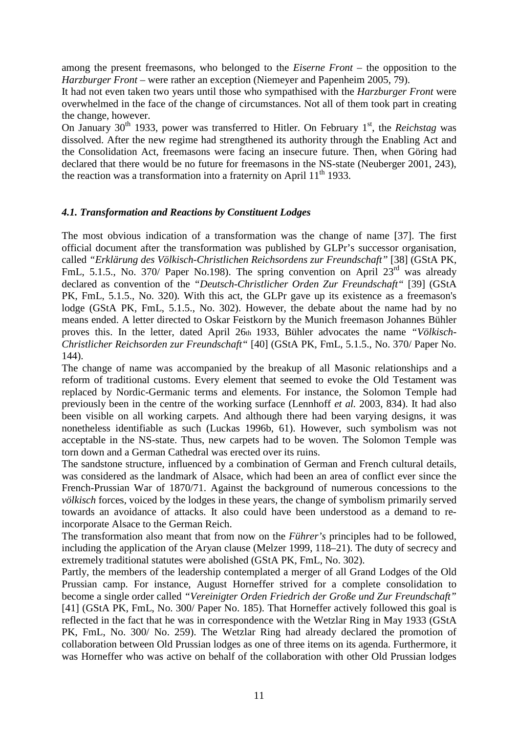among the present freemasons, who belonged to the *Eiserne Front* – the opposition to the *Harzburger Front* – were rather an exception (Niemeyer and Papenheim 2005, 79).

It had not even taken two years until those who sympathised with the *Harzburger Front* were overwhelmed in the face of the change of circumstances. Not all of them took part in creating the change, however.

On January 30th 1933, power was transferred to Hitler. On February 1st, the *Reichstag* was dissolved. After the new regime had strengthened its authority through the Enabling Act and the Consolidation Act, freemasons were facing an insecure future. Then, when Göring had declared that there would be no future for freemasons in the NS-state (Neuberger 2001, 243), the reaction was a transformation into a fraternity on April 11th 1933.

### *4.1. Transformation and Reactions by Constituent Lodges*

The most obvious indication of a transformation was the change of name [37]. The first official document after the transformation was published by GLPr's successor organisation, called *"Erklärung des Völkisch-Christlichen Reichsordens zur Freundschaft"* [38] (GStA PK, FmL, 5.1.5., No. 370/ Paper No.198). The spring convention on April 23rd was already declared as convention of the *"Deutsch-Christlicher Orden Zur Freundschaft"* [39] (GStA PK, FmL, 5.1.5., No. 320). With this act, the GLPr gave up its existence as a freemason's lodge (GStA PK, FmL, 5.1.5., No. 302). However, the debate about the name had by no means ended. A letter directed to Oskar Feistkorn by the Munich freemason Johannes Bühler proves this. In the letter, dated April 26th 1933, Bühler advocates the name *"Völkisch-Christlicher Reichsorden zur Freundschaft"* [40] (GStA PK, FmL, 5.1.5., No. 370/ Paper No. 144).

The change of name was accompanied by the breakup of all Masonic relationships and a reform of traditional customs. Every element that seemed to evoke the Old Testament was replaced by Nordic-Germanic terms and elements. For instance, the Solomon Temple had previously been in the centre of the working surface (Lennhoff *et al.* 2003, 834). It had also been visible on all working carpets. And although there had been varying designs, it was nonetheless identifiable as such (Luckas 1996b, 61). However, such symbolism was not acceptable in the NS-state. Thus, new carpets had to be woven. The Solomon Temple was torn down and a German Cathedral was erected over its ruins.

The sandstone structure, influenced by a combination of German and French cultural details, was considered as the landmark of Alsace, which had been an area of conflict ever since the French-Prussian War of 1870/71. Against the background of numerous concessions to the *völkisch* forces, voiced by the lodges in these years, the change of symbolism primarily served towards an avoidance of attacks. It also could have been understood as a demand to re-incorporate Alsace to the German Reich.

The transformation also meant that from now on the *Führer's* principles had to be followed, including the application of the Aryan clause (Melzer 1999, 118–21). The duty of secrecy and extremely traditional statutes were abolished (GStA PK, FmL, No. 302).

Partly, the members of the leadership contemplated a merger of all Grand Lodges of the Old Prussian camp. For instance, August Horneffer strived for a complete consolidation to become a single order called *"Vereinigter Orden Friedrich der Große und Zur Freundschaft"* [41] (GStA PK, FmL, No. 300/ Paper No. 185). That Horneffer actively followed this goal is reflected in the fact that he was in correspondence with the Wetzlar Ring in May 1933 (GStA PK, FmL, No. 300/ No. 259). The Wetzlar Ring had already declared the promotion of collaboration between Old Prussian lodges as one of three items on its agenda. Furthermore, it was Horneffer who was active on behalf of the collaboration with other Old Prussian lodges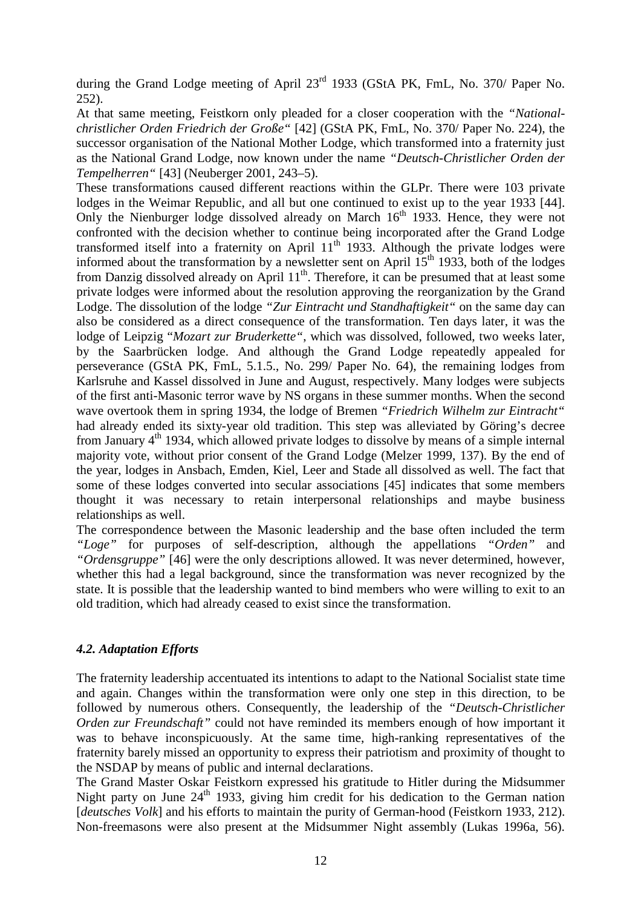during the Grand Lodge meeting of April 23rd 1933 (GStA PK, FmL, No. 370/ Paper No. 252).

At that same meeting, Feistkorn only pleaded for a closer cooperation with the *"National-christlicher Orden Friedrich der Große"* [42] (GStA PK, FmL, No. 370/ Paper No. 224), the successor organisation of the National Mother Lodge, which transformed into a fraternity just as the National Grand Lodge, now known under the name *"Deutsch-Christlicher Orden der Tempelherren"* [43] (Neuberger 2001, 243–5).

These transformations caused different reactions within the GLPr. There were 103 private lodges in the Weimar Republic, and all but one continued to exist up to the year 1933 [44]. Only the Nienburger lodge dissolved already on March 16th 1933. Hence, they were not confronted with the decision whether to continue being incorporated after the Grand Lodge transformed itself into a fraternity on April 11th 1933. Although the private lodges were informed about the transformation by a newsletter sent on April 15th 1933, both of the lodges from Danzig dissolved already on April 11th. Therefore, it can be presumed that at least some private lodges were informed about the dissolution approving the reorganization by the Grand Lodge. The dissolution of the lodge *"Zur Eintracht und Standhaftigkeit"* on the same day can also be considered as a direct consequence of the transformation. Ten days later, it was the lodge of Leipzig "*Mozart zur Bruderkette"*, which was dissolved, followed, two weeks later, by the Saarbrücken lodge. And although the Grand Lodge repeatedly appealed for perseverance (GStA PK, FmL, 5.1.5., No. 299/ Paper No. 64), the remaining lodges from Karlsruhe and Kassel dissolved in June and August, respectively. Many lodges were subjects of the first anti-Masonic terror wave by NS organs in these summer months. When the second wave overtook them in spring 1934, the lodge of Bremen *"Friedrich Wilhelm zur Eintracht"* had already ended its sixty-year old tradition. This step was alleviated by Göring's decree from January 4th 1934, which allowed private lodges to dissolve by means of a simple internal majority vote, without prior consent of the Grand Lodge (Melzer 1999, 137). By the end of the year, lodges in Ansbach, Emden, Kiel, Leer and Stade all dissolved as well. The fact that some of these lodges converted into secular associations [45] indicates that some members thought it was necessary to retain interpersonal relationships and maybe business relationships as well.

The correspondence between the Masonic leadership and the base often included the term *"Loge"* for purposes of self-description, although the appellations *"Orden"* and *"Ordensgruppe"* [46] were the only descriptions allowed. It was never determined, however, whether this had a legal background, since the transformation was never recognized by the state. It is possible that the leadership wanted to bind members who were willing to exit to an old tradition, which had already ceased to exist since the transformation.

### *4.2. Adaptation Efforts*

The fraternity leadership accentuated its intentions to adapt to the National Socialist state time and again. Changes within the transformation were only one step in this direction, to be followed by numerous others. Consequently, the leadership of the *"Deutsch-Christlicher Orden zur Freundschaft"* could not have reminded its members enough of how important it was to behave inconspicuously. At the same time, high-ranking representatives of the fraternity barely missed an opportunity to express their patriotism and proximity of thought to the NSDAP by means of public and internal declarations.

The Grand Master Oskar Feistkorn expressed his gratitude to Hitler during the Midsummer Night party on June 24th 1933, giving him credit for his dedication to the German nation [*deutsches Volk*] and his efforts to maintain the purity of German-hood (Feistkorn 1933, 212). Non-freemasons were also present at the Midsummer Night assembly (Lukas 1996a, 56).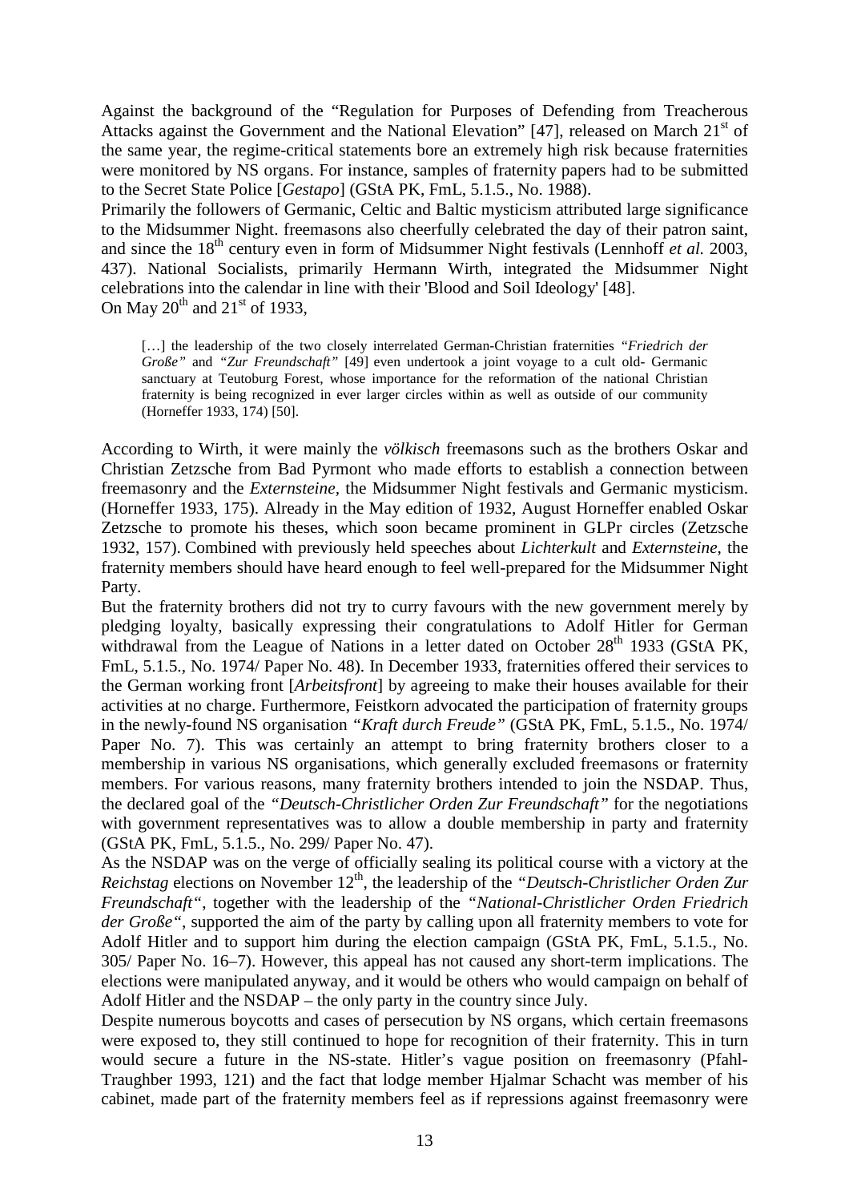Against the background of the "Regulation for Purposes of Defending from Treacherous Attacks against the Government and the National Elevation" [47], released on March 21st of the same year, the regime-critical statements bore an extremely high risk because fraternities were monitored by NS organs. For instance, samples of fraternity papers had to be submitted to the Secret State Police [*Gestapo*] (GStA PK, FmL, 5.1.5., No. 1988).

Primarily the followers of Germanic, Celtic and Baltic mysticism attributed large significance to the Midsummer Night. freemasons also cheerfully celebrated the day of their patron saint, and since the 18th century even in form of Midsummer Night festivals (Lennhoff *et al.* 2003, 437). National Socialists, primarily Hermann Wirth, integrated the Midsummer Night celebrations into the calendar in line with their 'Blood and Soil Ideology' [48].

On May 20th and 21st of 1933,

> […] the leadership of the two closely interrelated German-Christian fraternities *"Friedrich der Große"* and *"Zur Freundschaft"* [49] even undertook a joint voyage to a cult old- Germanic sanctuary at Teutoburg Forest, whose importance for the reformation of the national Christian fraternity is being recognized in ever larger circles within as well as outside of our community (Horneffer 1933, 174) [50].

According to Wirth, it were mainly the *völkisch* freemasons such as the brothers Oskar and Christian Zetzsche from Bad Pyrmont who made efforts to establish a connection between freemasonry and the *Externsteine*, the Midsummer Night festivals and Germanic mysticism. (Horneffer 1933, 175). Already in the May edition of 1932, August Horneffer enabled Oskar Zetzsche to promote his theses, which soon became prominent in GLPr circles (Zetzsche 1932, 157). Combined with previously held speeches about *Lichterkult* and *Externsteine*, the fraternity members should have heard enough to feel well-prepared for the Midsummer Night Party.

But the fraternity brothers did not try to curry favours with the new government merely by pledging loyalty, basically expressing their congratulations to Adolf Hitler for German withdrawal from the League of Nations in a letter dated on October 28th 1933 (GStA PK, FmL, 5.1.5., No. 1974/ Paper No. 48). In December 1933, fraternities offered their services to the German working front [*Arbeitsfront*] by agreeing to make their houses available for their activities at no charge. Furthermore, Feistkorn advocated the participation of fraternity groups in the newly-found NS organisation *"Kraft durch Freude"* (GStA PK, FmL, 5.1.5., No. 1974/ Paper No. 7). This was certainly an attempt to bring fraternity brothers closer to a membership in various NS organisations, which generally excluded freemasons or fraternity members. For various reasons, many fraternity brothers intended to join the NSDAP. Thus, the declared goal of the *"Deutsch-Christlicher Orden Zur Freundschaft"* for the negotiations with government representatives was to allow a double membership in party and fraternity (GStA PK, FmL, 5.1.5., No. 299/ Paper No. 47).

As the NSDAP was on the verge of officially sealing its political course with a victory at the *Reichstag* elections on November 12th, the leadership of the *"Deutsch-Christlicher Orden Zur Freundschaft"*, together with the leadership of the *"National-Christlicher Orden Friedrich der Große"*, supported the aim of the party by calling upon all fraternity members to vote for Adolf Hitler and to support him during the election campaign (GStA PK, FmL, 5.1.5., No. 305/ Paper No. 16–7). However, this appeal has not caused any short-term implications. The elections were manipulated anyway, and it would be others who would campaign on behalf of Adolf Hitler and the NSDAP – the only party in the country since July.

Despite numerous boycotts and cases of persecution by NS organs, which certain freemasons were exposed to, they still continued to hope for recognition of their fraternity. This in turn would secure a future in the NS-state. Hitler's vague position on freemasonry (Pfahl-Traughber 1993, 121) and the fact that lodge member Hjalmar Schacht was member of his cabinet, made part of the fraternity members feel as if repressions against freemasonry were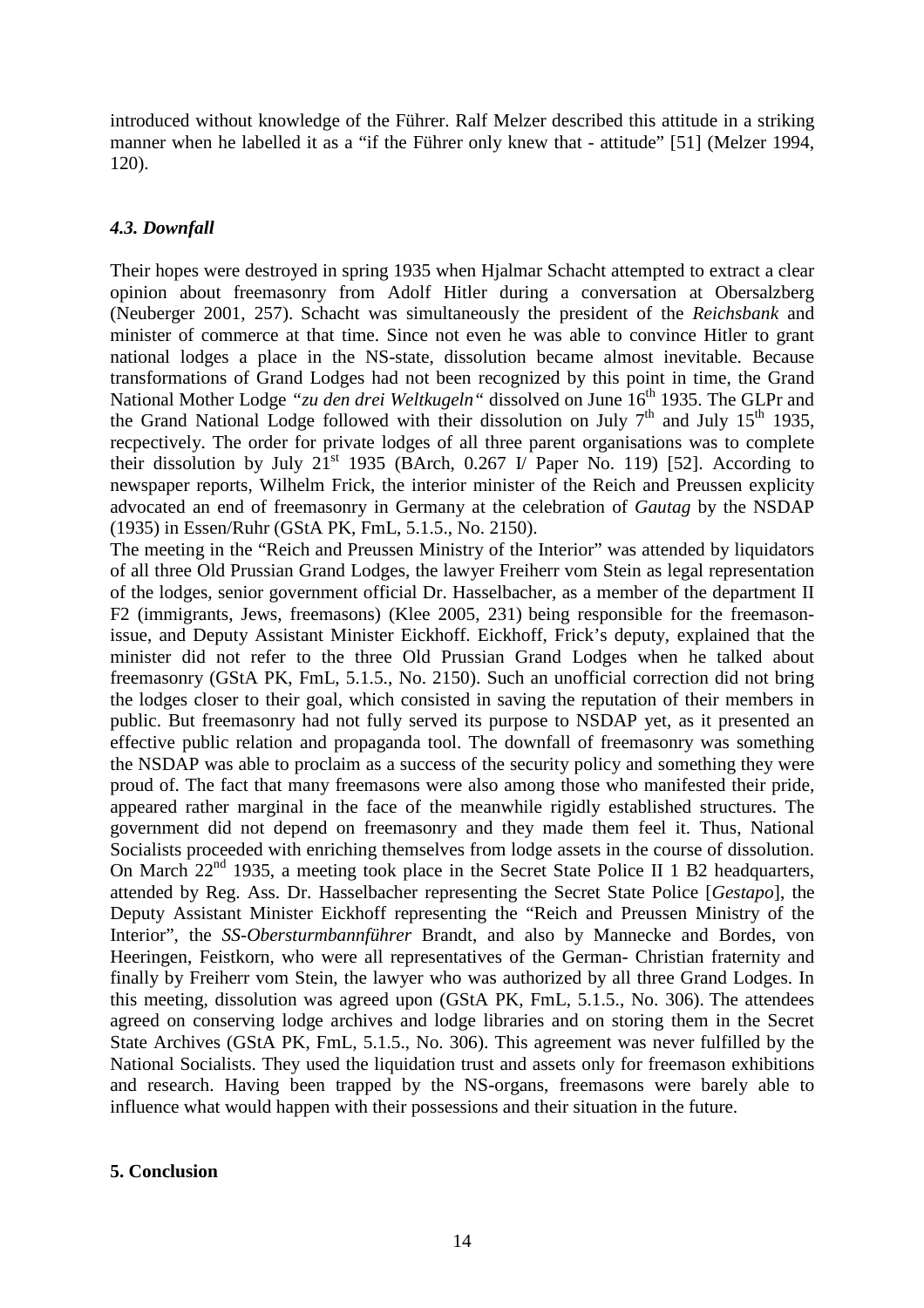introduced without knowledge of the Führer. Ralf Melzer described this attitude in a striking manner when he labelled it as a "if the Führer only knew that - attitude" [51] (Melzer 1994, 120).

### *4.3. Downfall*

Their hopes were destroyed in spring 1935 when Hjalmar Schacht attempted to extract a clear opinion about freemasonry from Adolf Hitler during a conversation at Obersalzberg (Neuberger 2001, 257). Schacht was simultaneously the president of the *Reichsbank* and minister of commerce at that time. Since not even he was able to convince Hitler to grant national lodges a place in the NS-state, dissolution became almost inevitable. Because transformations of Grand Lodges had not been recognized by this point in time, the Grand National Mother Lodge *"zu den drei Weltkugeln"* dissolved on June 16th 1935. The GLPr and the Grand National Lodge followed with their dissolution on July 7th and July 15th 1935, recpectively. The order for private lodges of all three parent organisations was to complete their dissolution by July 21st 1935 (BArch, 0.267 I/ Paper No. 119) [52]. According to newspaper reports, Wilhelm Frick, the interior minister of the Reich and Preussen explicity advocated an end of freemasonry in Germany at the celebration of *Gautag* by the NSDAP (1935) in Essen/Ruhr (GStA PK, FmL, 5.1.5., No. 2150).

The meeting in the "Reich and Preussen Ministry of the Interior" was attended by liquidators of all three Old Prussian Grand Lodges, the lawyer Freiherr vom Stein as legal representation of the lodges, senior government official Dr. Hasselbacher, as a member of the department II F2 (immigrants, Jews, freemasons) (Klee 2005, 231) being responsible for the freemason-issue, and Deputy Assistant Minister Eickhoff. Eickhoff, Frick's deputy, explained that the minister did not refer to the three Old Prussian Grand Lodges when he talked about freemasonry (GStA PK, FmL, 5.1.5., No. 2150). Such an unofficial correction did not bring the lodges closer to their goal, which consisted in saving the reputation of their members in public. But freemasonry had not fully served its purpose to NSDAP yet, as it presented an effective public relation and propaganda tool. The downfall of freemasonry was something the NSDAP was able to proclaim as a success of the security policy and something they were proud of. The fact that many freemasons were also among those who manifested their pride, appeared rather marginal in the face of the meanwhile rigidly established structures. The government did not depend on freemasonry and they made them feel it. Thus, National Socialists proceeded with enriching themselves from lodge assets in the course of dissolution. On March 22nd 1935, a meeting took place in the Secret State Police II 1 B2 headquarters, attended by Reg. Ass. Dr. Hasselbacher representing the Secret State Police [*Gestapo*], the Deputy Assistant Minister Eickhoff representing the "Reich and Preussen Ministry of the Interior", the *SS-Obersturmbannführer* Brandt, and also by Mannecke and Bordes, von Heeringen, Feistkorn, who were all representatives of the German- Christian fraternity and finally by Freiherr vom Stein, the lawyer who was authorized by all three Grand Lodges. In this meeting, dissolution was agreed upon (GStA PK, FmL, 5.1.5., No. 306). The attendees agreed on conserving lodge archives and lodge libraries and on storing them in the Secret State Archives (GStA PK, FmL, 5.1.5., No. 306). This agreement was never fulfilled by the National Socialists. They used the liquidation trust and assets only for freemason exhibitions and research. Having been trapped by the NS-organs, freemasons were barely able to influence what would happen with their possessions and their situation in the future.

## 5. Conclusion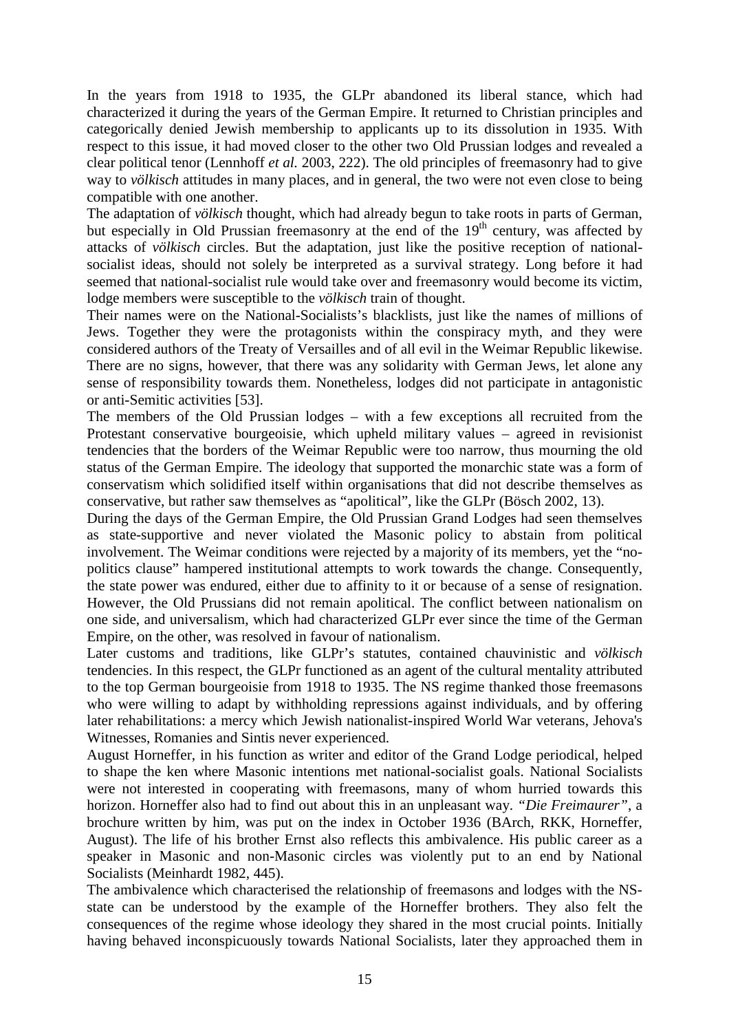In the years from 1918 to 1935, the GLPr abandoned its liberal stance, which had characterized it during the years of the German Empire. It returned to Christian principles and categorically denied Jewish membership to applicants up to its dissolution in 1935. With respect to this issue, it had moved closer to the other two Old Prussian lodges and revealed a clear political tenor (Lennhoff *et al.* 2003, 222). The old principles of freemasonry had to give way to *völkisch* attitudes in many places, and in general, the two were not even close to being compatible with one another.

The adaptation of *völkisch* thought, which had already begun to take roots in parts of German, but especially in Old Prussian freemasonry at the end of the 19th century, was affected by attacks of *völkisch* circles. But the adaptation, just like the positive reception of national-socialist ideas, should not solely be interpreted as a survival strategy. Long before it had seemed that national-socialist rule would take over and freemasonry would become its victim, lodge members were susceptible to the *völkisch* train of thought.

Their names were on the National-Socialists's blacklists, just like the names of millions of Jews. Together they were the protagonists within the conspiracy myth, and they were considered authors of the Treaty of Versailles and of all evil in the Weimar Republic likewise. There are no signs, however, that there was any solidarity with German Jews, let alone any sense of responsibility towards them. Nonetheless, lodges did not participate in antagonistic or anti-Semitic activities [53].

The members of the Old Prussian lodges – with a few exceptions all recruited from the Protestant conservative bourgeoisie, which upheld military values – agreed in revisionist tendencies that the borders of the Weimar Republic were too narrow, thus mourning the old status of the German Empire. The ideology that supported the monarchic state was a form of conservatism which solidified itself within organisations that did not describe themselves as conservative, but rather saw themselves as "apolitical", like the GLPr (Bösch 2002, 13).

During the days of the German Empire, the Old Prussian Grand Lodges had seen themselves as state-supportive and never violated the Masonic policy to abstain from political involvement. The Weimar conditions were rejected by a majority of its members, yet the "no-politics clause" hampered institutional attempts to work towards the change. Consequently, the state power was endured, either due to affinity to it or because of a sense of resignation. However, the Old Prussians did not remain apolitical. The conflict between nationalism on one side, and universalism, which had characterized GLPr ever since the time of the German Empire, on the other, was resolved in favour of nationalism.

Later customs and traditions, like GLPr's statutes, contained chauvinistic and *völkisch* tendencies. In this respect, the GLPr functioned as an agent of the cultural mentality attributed to the top German bourgeoisie from 1918 to 1935. The NS regime thanked those freemasons who were willing to adapt by withholding repressions against individuals, and by offering later rehabilitations: a mercy which Jewish nationalist-inspired World War veterans, Jehova's Witnesses, Romanies and Sintis never experienced.

August Horneffer, in his function as writer and editor of the Grand Lodge periodical, helped to shape the ken where Masonic intentions met national-socialist goals. National Socialists were not interested in cooperating with freemasons, many of whom hurried towards this horizon. Horneffer also had to find out about this in an unpleasant way. *"Die Freimaurer"*, a brochure written by him, was put on the index in October 1936 (BArch, RKK, Horneffer, August). The life of his brother Ernst also reflects this ambivalence. His public career as a speaker in Masonic and non-Masonic circles was violently put to an end by National Socialists (Meinhardt 1982, 445).

The ambivalence which characterised the relationship of freemasons and lodges with the NS-state can be understood by the example of the Horneffer brothers. They also felt the consequences of the regime whose ideology they shared in the most crucial points. Initially having behaved inconspicuously towards National Socialists, later they approached them in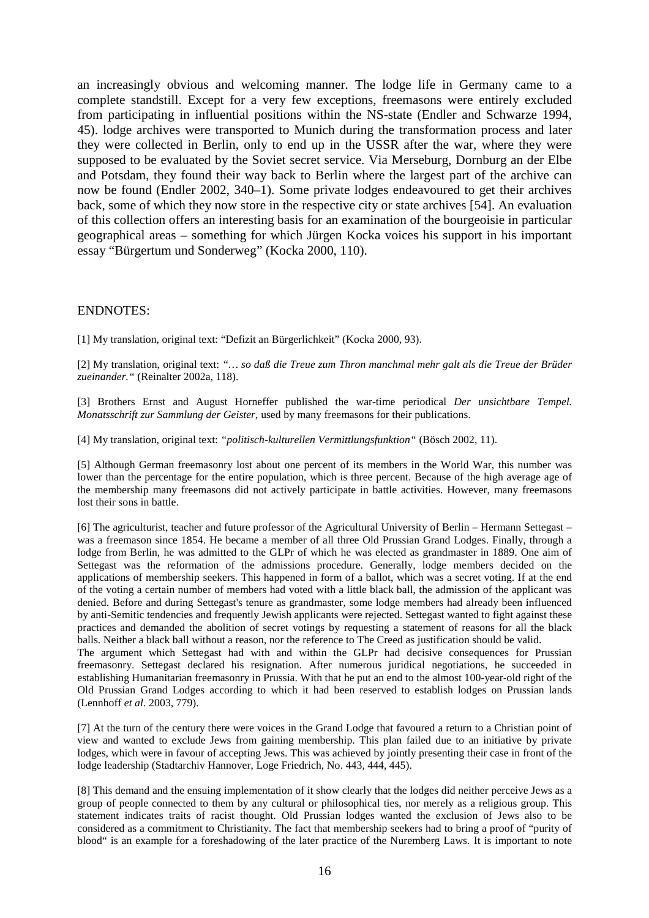an increasingly obvious and welcoming manner. The lodge life in Germany came to a complete standstill. Except for a very few exceptions, freemasons were entirely excluded from participating in influential positions within the NS-state (Endler and Schwarze 1994, 45). lodge archives were transported to Munich during the transformation process and later they were collected in Berlin, only to end up in the USSR after the war, where they were supposed to be evaluated by the Soviet secret service. Via Merseburg, Dornburg an der Elbe and Potsdam, they found their way back to Berlin where the largest part of the archive can now be found (Endler 2002, 340–1). Some private lodges endeavoured to get their archives back, some of which they now store in the respective city or state archives [54]. An evaluation of this collection offers an interesting basis for an examination of the bourgeoisie in particular geographical areas – something for which Jürgen Kocka voices his support in his important essay "Bürgertum und Sonderweg" (Kocka 2000, 110).

## ENDNOTES:

[1] My translation, original text: "Defizit an Bürgerlichkeit" (Kocka 2000, 93).

[2] My translation, original text: *"… so daß die Treue zum Thron manchmal mehr galt als die Treue der Brüder zueinander."* (Reinalter 2002a, 118).

[3] Brothers Ernst and August Horneffer published the war-time periodical *Der unsichtbare Tempel. Monatsschrift zur Sammlung der Geister*, used by many freemasons for their publications.

[4] My translation, original text: *"politisch-kulturellen Vermittlungsfunktion"* (Bösch 2002, 11).

[5] Although German freemasonry lost about one percent of its members in the World War, this number was lower than the percentage for the entire population, which is three percent. Because of the high average age of the membership many freemasons did not actively participate in battle activities. However, many freemasons lost their sons in battle.

[6] The agriculturist, teacher and future professor of the Agricultural University of Berlin – Hermann Settegast – was a freemason since 1854. He became a member of all three Old Prussian Grand Lodges. Finally, through a lodge from Berlin, he was admitted to the GLPr of which he was elected as grandmaster in 1889. One aim of Settegast was the reformation of the admissions procedure. Generally, lodge members decided on the applications of membership seekers. This happened in form of a ballot, which was a secret voting. If at the end of the voting a certain number of members had voted with a little black ball, the admission of the applicant was denied. Before and during Settegast's tenure as grandmaster, some lodge members had already been influenced by anti-Semitic tendencies and frequently Jewish applicants were rejected. Settegast wanted to fight against these practices and demanded the abolition of secret votings by requesting a statement of reasons for all the black balls. Neither a black ball without a reason, nor the reference to The Creed as justification should be valid.
The argument which Settegast had with and within the GLPr had decisive consequences for Prussian freemasonry. Settegast declared his resignation. After numerous juridical negotiations, he succeeded in establishing Humanitarian freemasonry in Prussia. With that he put an end to the almost 100-year-old right of the Old Prussian Grand Lodges according to which it had been reserved to establish lodges on Prussian lands (Lennhoff *et al*. 2003, 779).

[7] At the turn of the century there were voices in the Grand Lodge that favoured a return to a Christian point of view and wanted to exclude Jews from gaining membership. This plan failed due to an initiative by private lodges, which were in favour of accepting Jews. This was achieved by jointly presenting their case in front of the lodge leadership (Stadtarchiv Hannover, Loge Friedrich, No. 443, 444, 445).

[8] This demand and the ensuing implementation of it show clearly that the lodges did neither perceive Jews as a group of people connected to them by any cultural or philosophical ties, nor merely as a religious group. This statement indicates traits of racist thought. Old Prussian lodges wanted the exclusion of Jews also to be considered as a commitment to Christianity. The fact that membership seekers had to bring a proof of "purity of blood" is an example for a foreshadowing of the later practice of the Nuremberg Laws. It is important to note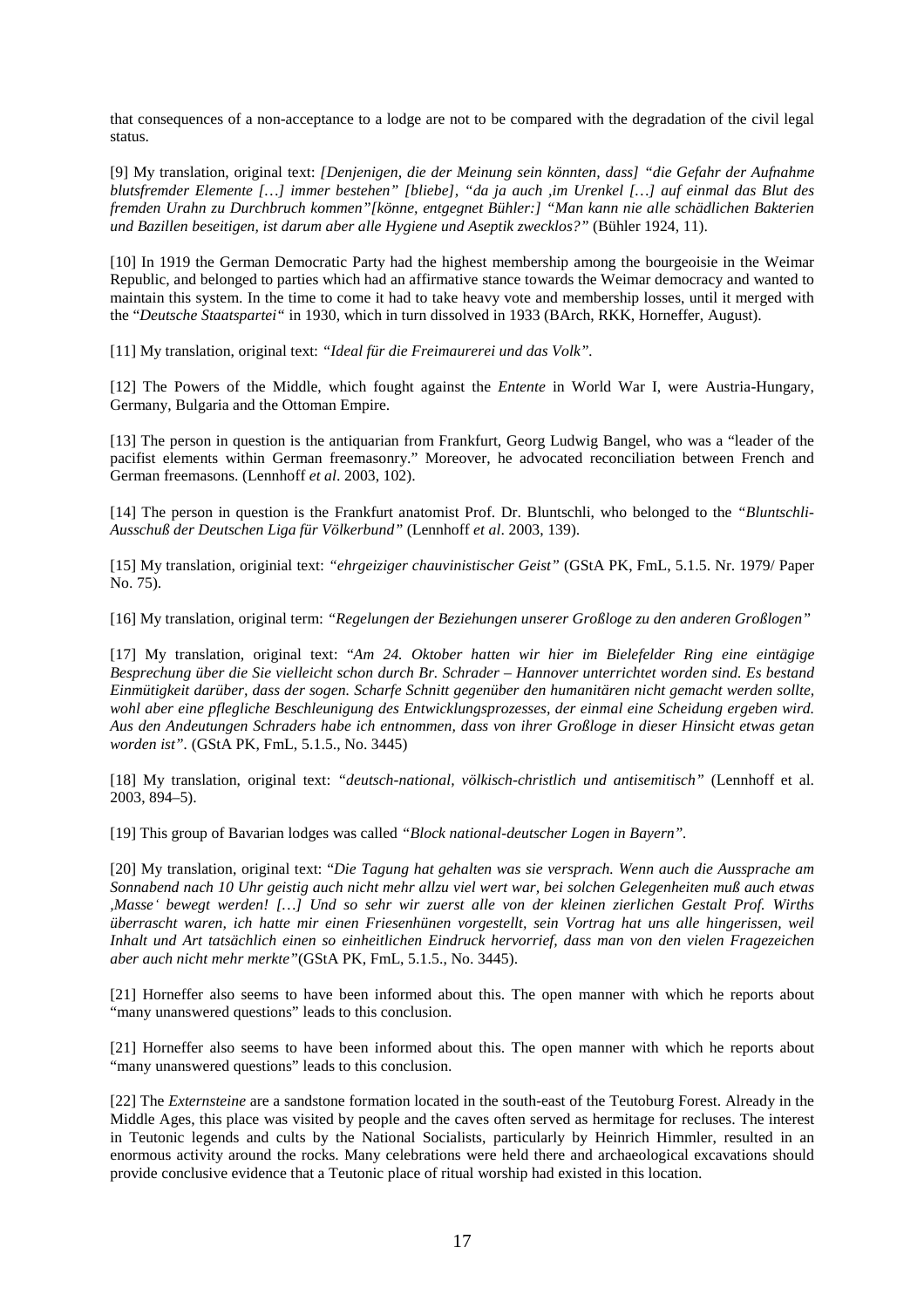that consequences of a non-acceptance to a lodge are not to be compared with the degradation of the civil legal status.

[9] My translation, original text: *[Denjenigen, die der Meinung sein könnten, dass] "die Gefahr der Aufnahme blutsfremder Elemente […] immer bestehen" [bliebe], "da ja auch ‚im Urenkel […] auf einmal das Blut des fremden Urahn zu Durchbruch kommen"[könne, entgegnet Bühler:] "Man kann nie alle schädlichen Bakterien und Bazillen beseitigen, ist darum aber alle Hygiene und Aseptik zwecklos?"* (Bühler 1924, 11).

[10] In 1919 the German Democratic Party had the highest membership among the bourgeoisie in the Weimar Republic, and belonged to parties which had an affirmative stance towards the Weimar democracy and wanted to maintain this system. In the time to come it had to take heavy vote and membership losses, until it merged with the "*Deutsche Staatspartei"* in 1930, which in turn dissolved in 1933 (BArch, RKK, Horneffer, August).

[11] My translation, original text: *"Ideal für die Freimaurerei und das Volk"*.

[12] The Powers of the Middle, which fought against the *Entente* in World War I, were Austria-Hungary, Germany, Bulgaria and the Ottoman Empire.

[13] The person in question is the antiquarian from Frankfurt, Georg Ludwig Bangel, who was a "leader of the pacifist elements within German freemasonry." Moreover, he advocated reconciliation between French and German freemasons. (Lennhoff *et al*. 2003, 102).

[14] The person in question is the Frankfurt anatomist Prof. Dr. Bluntschli, who belonged to the *"Bluntschli-Ausschuß der Deutschen Liga für Völkerbund"* (Lennhoff *et al*. 2003, 139).

[15] My translation, originial text: *"ehrgeiziger chauvinistischer Geist"* (GStA PK, FmL, 5.1.5. Nr. 1979/ Paper No. 75).

[16] My translation, original term: *"Regelungen der Beziehungen unserer Großloge zu den anderen Großlogen"*

[17] My translation, original text: "*Am 24. Oktober hatten wir hier im Bielefelder Ring eine eintägige Besprechung über die Sie vielleicht schon durch Br. Schrader – Hannover unterrichtet worden sind. Es bestand Einmütigkeit darüber, dass der sogen. Scharfe Schnitt gegenüber den humanitären nicht gemacht werden sollte, wohl aber eine pflegliche Beschleunigung des Entwicklungsprozesses, der einmal eine Scheidung ergeben wird. Aus den Andeutungen Schraders habe ich entnommen, dass von ihrer Großloge in dieser Hinsicht etwas getan worden ist".* (GStA PK, FmL, 5.1.5., No. 3445)

[18] My translation, original text: *"deutsch-national, völkisch-christlich und antisemitisch"* (Lennhoff et al. 2003, 894–5).

[19] This group of Bavarian lodges was called *"Block national-deutscher Logen in Bayern"*.

[20] My translation, original text: "*Die Tagung hat gehalten was sie versprach. Wenn auch die Aussprache am Sonnabend nach 10 Uhr geistig auch nicht mehr allzu viel wert war, bei solchen Gelegenheiten muß auch etwas ‚Masse' bewegt werden! […] Und so sehr wir zuerst alle von der kleinen zierlichen Gestalt Prof. Wirths überrascht waren, ich hatte mir einen Friesenhünen vorgestellt, sein Vortrag hat uns alle hingerissen, weil Inhalt und Art tatsächlich einen so einheitlichen Eindruck hervorrief, dass man von den vielen Fragezeichen aber auch nicht mehr merkte"*(GStA PK, FmL, 5.1.5., No. 3445).

[21] Horneffer also seems to have been informed about this. The open manner with which he reports about "many unanswered questions" leads to this conclusion.

[21] Horneffer also seems to have been informed about this. The open manner with which he reports about "many unanswered questions" leads to this conclusion.

[22] The *Externsteine* are a sandstone formation located in the south-east of the Teutoburg Forest. Already in the Middle Ages, this place was visited by people and the caves often served as hermitage for recluses. The interest in Teutonic legends and cults by the National Socialists, particularly by Heinrich Himmler, resulted in an enormous activity around the rocks. Many celebrations were held there and archaeological excavations should provide conclusive evidence that a Teutonic place of ritual worship had existed in this location.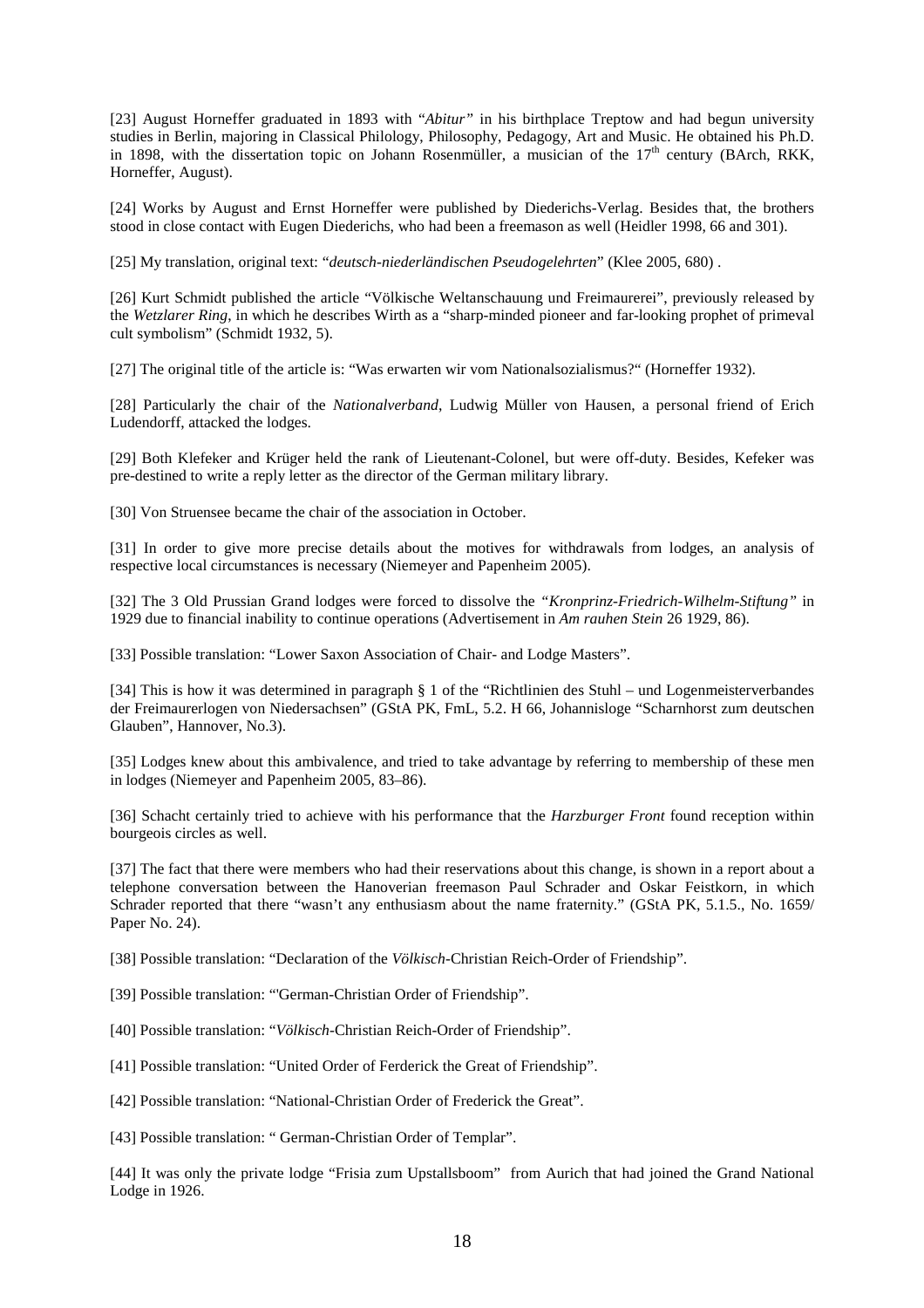[23] August Horneffer graduated in 1893 with "*Abitur"* in his birthplace Treptow and had begun university studies in Berlin, majoring in Classical Philology, Philosophy, Pedagogy, Art and Music. He obtained his Ph.D. in 1898, with the dissertation topic on Johann Rosenmüller, a musician of the 17th century (BArch, RKK, Horneffer, August).

[24] Works by August and Ernst Horneffer were published by Diederichs-Verlag. Besides that, the brothers stood in close contact with Eugen Diederichs, who had been a freemason as well (Heidler 1998, 66 and 301).

[25] My translation, original text: "*deutsch-niederländischen Pseudogelehrten*" (Klee 2005, 680) .

[26] Kurt Schmidt published the article "Völkische Weltanschauung und Freimaurerei", previously released by the *Wetzlarer Ring*, in which he describes Wirth as a "sharp-minded pioneer and far-looking prophet of primeval cult symbolism" (Schmidt 1932, 5).

[27] The original title of the article is: "Was erwarten wir vom Nationalsozialismus?" (Horneffer 1932).

[28] Particularly the chair of the *Nationalverband*, Ludwig Müller von Hausen, a personal friend of Erich Ludendorff, attacked the lodges.

[29] Both Klefeker and Krüger held the rank of Lieutenant-Colonel, but were off-duty. Besides, Kefeker was pre-destined to write a reply letter as the director of the German military library.

[30] Von Struensee became the chair of the association in October.

[31] In order to give more precise details about the motives for withdrawals from lodges, an analysis of respective local circumstances is necessary (Niemeyer and Papenheim 2005).

[32] The 3 Old Prussian Grand lodges were forced to dissolve the *"Kronprinz-Friedrich-Wilhelm-Stiftung"* in 1929 due to financial inability to continue operations (Advertisement in *Am rauhen Stein* 26 1929, 86).

[33] Possible translation: "Lower Saxon Association of Chair- and Lodge Masters".

[34] This is how it was determined in paragraph § 1 of the "Richtlinien des Stuhl – und Logenmeisterverbandes der Freimaurerlogen von Niedersachsen" (GStA PK, FmL, 5.2. H 66, Johannisloge "Scharnhorst zum deutschen Glauben", Hannover, No.3).

[35] Lodges knew about this ambivalence, and tried to take advantage by referring to membership of these men in lodges (Niemeyer and Papenheim 2005, 83–86).

[36] Schacht certainly tried to achieve with his performance that the *Harzburger Front* found reception within bourgeois circles as well.

[37] The fact that there were members who had their reservations about this change, is shown in a report about a telephone conversation between the Hanoverian freemason Paul Schrader and Oskar Feistkorn, in which Schrader reported that there "wasn't any enthusiasm about the name fraternity." (GStA PK, 5.1.5., No. 1659/ Paper No. 24).

[38] Possible translation: "Declaration of the *Völkisch*-Christian Reich-Order of Friendship".

[39] Possible translation: "'German-Christian Order of Friendship".

[40] Possible translation: "*Völkisch*-Christian Reich-Order of Friendship".

[41] Possible translation: "United Order of Ferderick the Great of Friendship".

[42] Possible translation: "National-Christian Order of Frederick the Great".

[43] Possible translation: " German-Christian Order of Templar".

[44] It was only the private lodge "Frisia zum Upstallsboom" from Aurich that had joined the Grand National Lodge in 1926.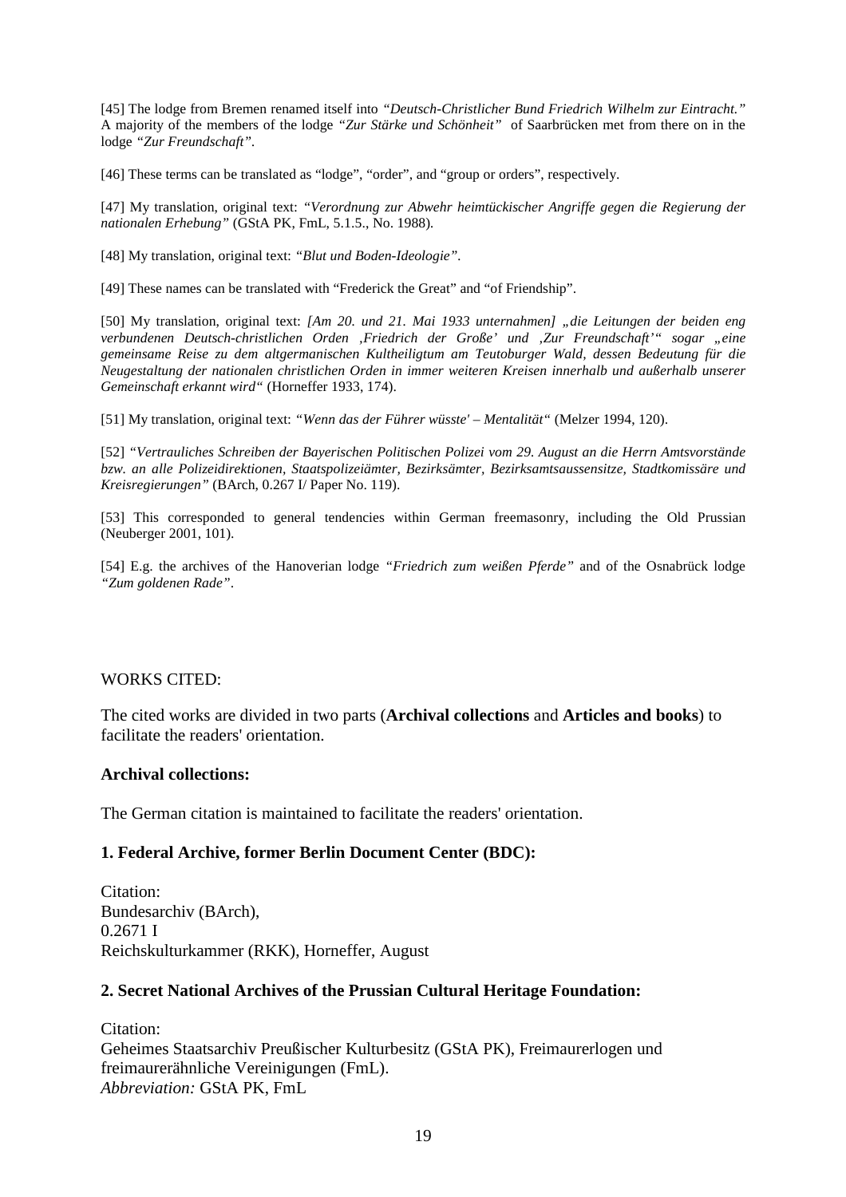[45] The lodge from Bremen renamed itself into *"Deutsch-Christlicher Bund Friedrich Wilhelm zur Eintracht."* A majority of the members of the lodge *"Zur Stärke und Schönheit"* of Saarbrücken met from there on in the lodge *"Zur Freundschaft"*.

[46] These terms can be translated as "lodge", "order", and "group or orders", respectively.

[47] My translation, original text: *"Verordnung zur Abwehr heimtückischer Angriffe gegen die Regierung der nationalen Erhebung"* (GStA PK, FmL, 5.1.5., No. 1988).

[48] My translation, original text: *"Blut und Boden-Ideologie"*.

[49] These names can be translated with "Frederick the Great" and "of Friendship".

[50] My translation, original text: *[Am 20. und 21. Mai 1933 unternahmen] „die Leitungen der beiden eng verbundenen Deutsch-christlichen Orden ‚Friedrich der Große' und ‚Zur Freundschaft'" sogar „eine gemeinsame Reise zu dem altgermanischen Kultheiligtum am Teutoburger Wald, dessen Bedeutung für die Neugestaltung der nationalen christlichen Orden in immer weiteren Kreisen innerhalb und außerhalb unserer Gemeinschaft erkannt wird"* (Horneffer 1933, 174).

[51] My translation, original text: *"Wenn das der Führer wüsste' – Mentalität"* (Melzer 1994, 120).

[52] *"Vertrauliches Schreiben der Bayerischen Politischen Polizei vom 29. August an die Herrn Amtsvorstände bzw. an alle Polizeidirektionen, Staatspolizeiämter, Bezirksämter, Bezirksamtsaussensitze, Stadtkomissäre und Kreisregierungen"* (BArch, 0.267 I/ Paper No. 119).

[53] This corresponded to general tendencies within German freemasonry, including the Old Prussian (Neuberger 2001, 101).

[54] E.g. the archives of the Hanoverian lodge *"Friedrich zum weißen Pferde"* and of the Osnabrück lodge *"Zum goldenen Rade"*.

## WORKS CITED:

The cited works are divided in two parts (**Archival collections** and **Articles and books**) to facilitate the readers' orientation.

### Archival collections:

The German citation is maintained to facilitate the readers' orientation.

#### 1. Federal Archive, former Berlin Document Center (BDC):

Citation:
Bundesarchiv (BArch),
0.2671 I
Reichskulturkammer (RKK), Horneffer, August

#### 2. Secret National Archives of the Prussian Cultural Heritage Foundation:

Citation:
Geheimes Staatsarchiv Preußischer Kulturbesitz (GStA PK), Freimaurerlogen und freimaurerähnliche Vereinigungen (FmL).
*Abbreviation:* GStA PK, FmL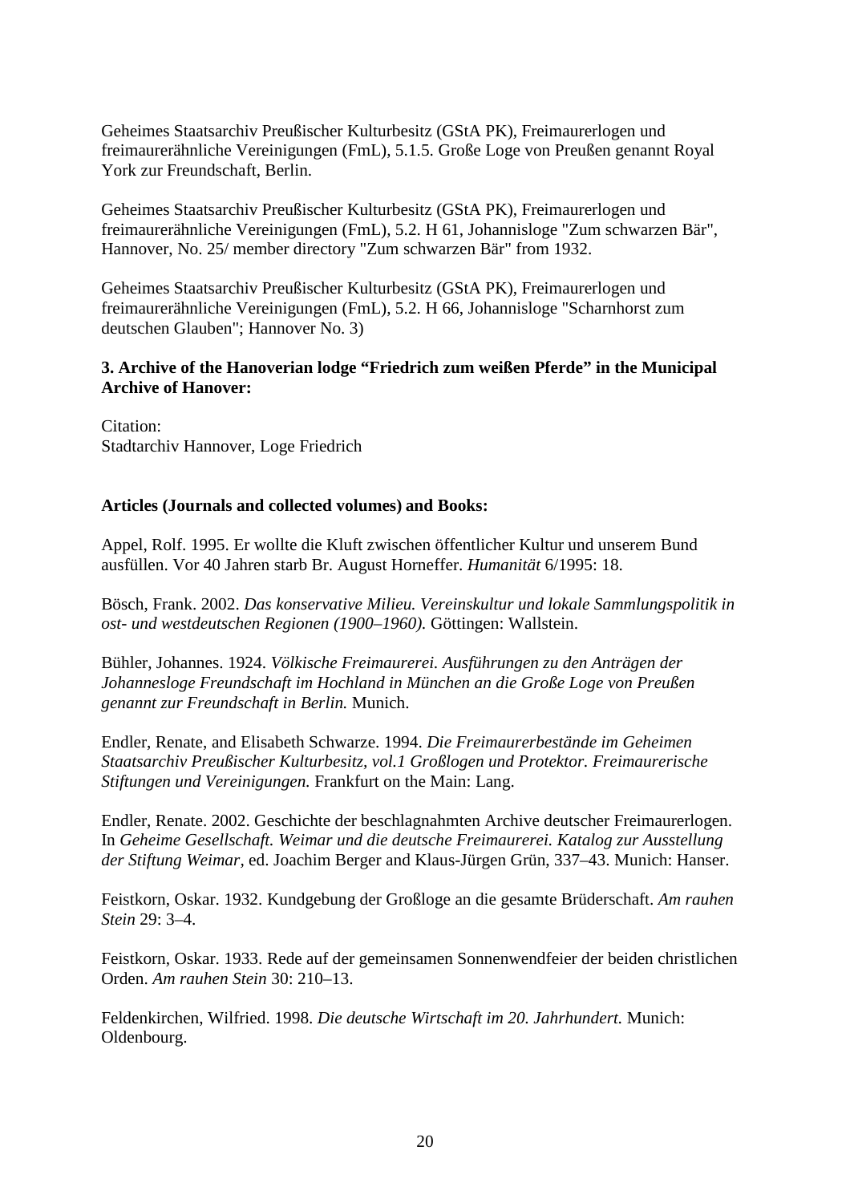Geheimes Staatsarchiv Preußischer Kulturbesitz (GStA PK), Freimaurerlogen und freimaurerähnliche Vereinigungen (FmL), 5.1.5. Große Loge von Preußen genannt Royal York zur Freundschaft, Berlin.

Geheimes Staatsarchiv Preußischer Kulturbesitz (GStA PK), Freimaurerlogen und freimaurerähnliche Vereinigungen (FmL), 5.2. H 61, Johannisloge "Zum schwarzen Bär", Hannover, No. 25/ member directory "Zum schwarzen Bär" from 1932.

Geheimes Staatsarchiv Preußischer Kulturbesitz (GStA PK), Freimaurerlogen und freimaurerähnliche Vereinigungen (FmL), 5.2. H 66, Johannisloge "Scharnhorst zum deutschen Glauben"; Hannover No. 3)

**3. Archive of the Hanoverian lodge "Friedrich zum weißen Pferde" in the Municipal Archive of Hanover:**

Citation:
Stadtarchiv Hannover, Loge Friedrich

**Articles (Journals and collected volumes) and Books:**

Appel, Rolf. 1995. Er wollte die Kluft zwischen öffentlicher Kultur und unserem Bund ausfüllen. Vor 40 Jahren starb Br. August Horneffer. *Humanität* 6/1995: 18.

Bösch, Frank. 2002. *Das konservative Milieu. Vereinskultur und lokale Sammlungspolitik in ost- und westdeutschen Regionen (1900–1960).* Göttingen: Wallstein.

Bühler, Johannes. 1924. *Völkische Freimaurerei. Ausführungen zu den Anträgen der Johannesloge Freundschaft im Hochland in München an die Große Loge von Preußen genannt zur Freundschaft in Berlin.* Munich.

Endler, Renate, and Elisabeth Schwarze. 1994. *Die Freimaurerbestände im Geheimen Staatsarchiv Preußischer Kulturbesitz, vol.1 Großlogen und Protektor. Freimaurerische Stiftungen und Vereinigungen.* Frankfurt on the Main: Lang.

Endler, Renate. 2002. Geschichte der beschlagnahmten Archive deutscher Freimaurerlogen. In *Geheime Gesellschaft. Weimar und die deutsche Freimaurerei. Katalog zur Ausstellung der Stiftung Weimar*, ed. Joachim Berger and Klaus-Jürgen Grün, 337–43. Munich: Hanser.

Feistkorn, Oskar. 1932. Kundgebung der Großloge an die gesamte Brüderschaft. *Am rauhen Stein* 29: 3–4.

Feistkorn, Oskar. 1933. Rede auf der gemeinsamen Sonnenwendfeier der beiden christlichen Orden. *Am rauhen Stein* 30: 210–13.

Feldenkirchen, Wilfried. 1998. *Die deutsche Wirtschaft im 20. Jahrhundert.* Munich: Oldenbourg.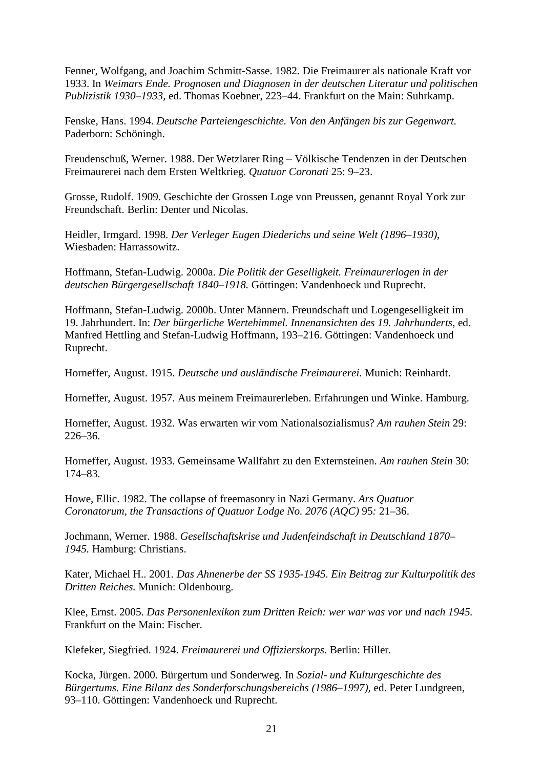Fenner, Wolfgang, and Joachim Schmitt-Sasse. 1982. Die Freimaurer als nationale Kraft vor 1933. In *Weimars Ende. Prognosen und Diagnosen in der deutschen Literatur und politischen Publizistik 1930–1933,* ed. Thomas Koebner, 223–44. Frankfurt on the Main: Suhrkamp.

Fenske, Hans. 1994. *Deutsche Parteiengeschichte. Von den Anfängen bis zur Gegenwart.* Paderborn: Schöningh.

Freudenschuß, Werner. 1988. Der Wetzlarer Ring – Völkische Tendenzen in der Deutschen Freimaurerei nach dem Ersten Weltkrieg. *Quatuor Coronati* 25: 9–23.

Grosse, Rudolf. 1909. Geschichte der Grossen Loge von Preussen, genannt Royal York zur Freundschaft. Berlin: Denter und Nicolas.

Heidler, Irmgard. 1998. *Der Verleger Eugen Diederichs und seine Welt (1896–1930),* Wiesbaden: Harrassowitz.

Hoffmann, Stefan-Ludwig. 2000a. *Die Politik der Geselligkeit. Freimaurerlogen in der deutschen Bürgergesellschaft 1840–1918.* Göttingen: Vandenhoeck und Ruprecht.

Hoffmann, Stefan-Ludwig. 2000b. Unter Männern. Freundschaft und Logengeselligkeit im 19. Jahrhundert. In: *Der bürgerliche Wertehimmel. Innenansichten des 19. Jahrhunderts,* ed. Manfred Hettling and Stefan-Ludwig Hoffmann, 193–216. Göttingen: Vandenhoeck und Ruprecht.

Horneffer, August. 1915. *Deutsche und ausländische Freimaurerei.* Munich: Reinhardt.

Horneffer, August. 1957. Aus meinem Freimaurerleben. Erfahrungen und Winke. Hamburg.

Horneffer, August. 1932. Was erwarten wir vom Nationalsozialismus? *Am rauhen Stein* 29: 226–36.

Horneffer, August. 1933. Gemeinsame Wallfahrt zu den Externsteinen. *Am rauhen Stein* 30: 174–83.

Howe, Ellic. 1982. The collapse of freemasonry in Nazi Germany. *Ars Quatuor Coronatorum, the Transactions of Quatuor Lodge No. 2076 (AQC)* 95*:* 21–36.

Jochmann, Werner. 1988. *Gesellschaftskrise und Judenfeindschaft in Deutschland 1870–1945.* Hamburg: Christians.

Kater, Michael H.. 2001. *Das Ahnenerbe der SS 1935-1945. Ein Beitrag zur Kulturpolitik des Dritten Reiches.* Munich: Oldenbourg.

Klee, Ernst. 2005. *Das Personenlexikon zum Dritten Reich: wer war was vor und nach 1945.* Frankfurt on the Main: Fischer.

Klefeker, Siegfried. 1924. *Freimaurerei und Offizierskorps.* Berlin: Hiller.

Kocka, Jürgen. 2000. Bürgertum und Sonderweg. In *Sozial- und Kulturgeschichte des Bürgertums. Eine Bilanz des Sonderforschungsbereichs (1986–1997),* ed. Peter Lundgreen, 93–110. Göttingen: Vandenhoeck und Ruprecht.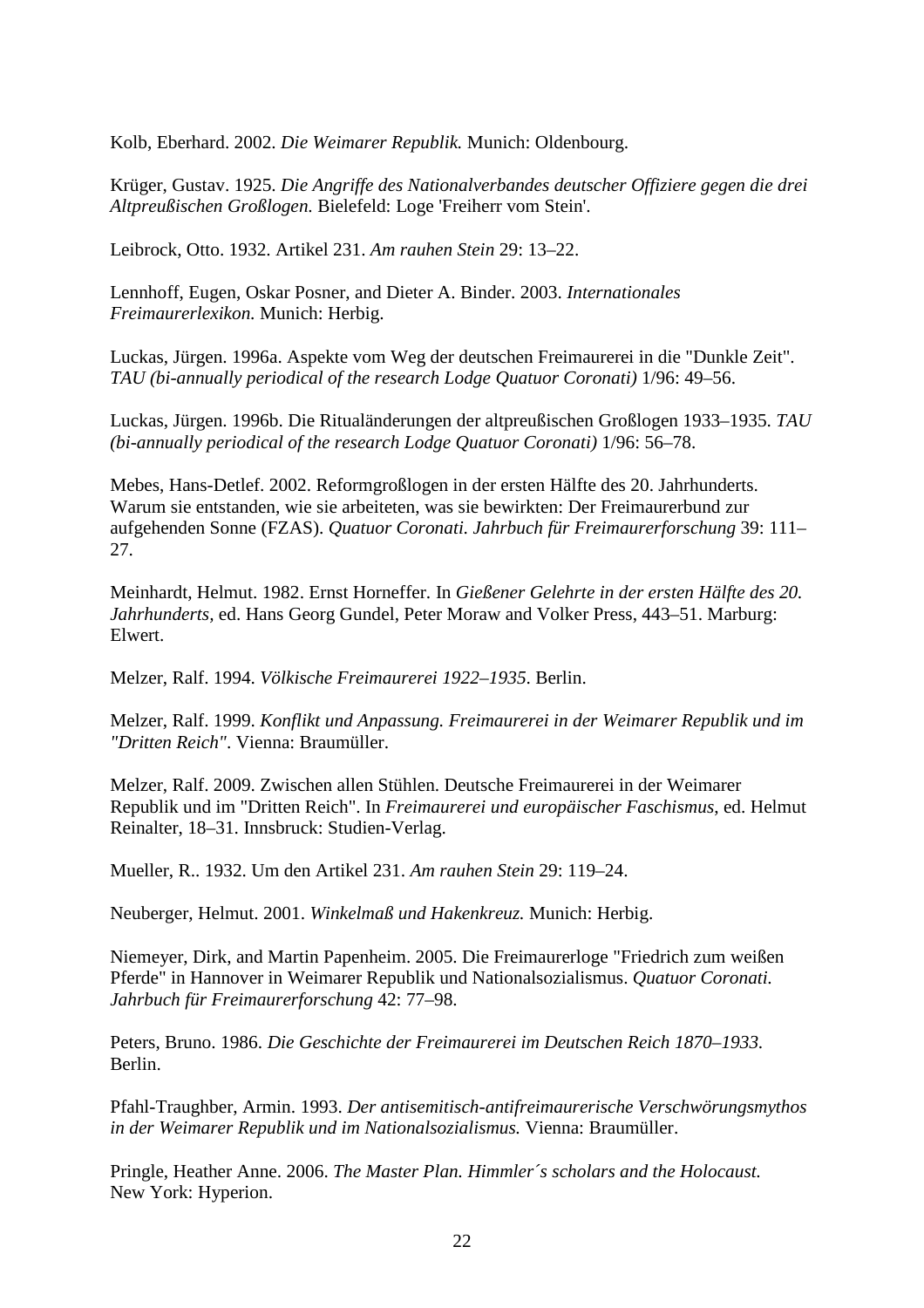Kolb, Eberhard. 2002. *Die Weimarer Republik.* Munich: Oldenbourg.

Krüger, Gustav. 1925. *Die Angriffe des Nationalverbandes deutscher Offiziere gegen die drei Altpreußischen Großlogen.* Bielefeld: Loge 'Freiherr vom Stein'.

Leibrock, Otto. 1932. Artikel 231. *Am rauhen Stein* 29: 13–22.

Lennhoff, Eugen, Oskar Posner, and Dieter A. Binder. 2003. *Internationales Freimaurerlexikon.* Munich: Herbig.

Luckas, Jürgen. 1996a. Aspekte vom Weg der deutschen Freimaurerei in die "Dunkle Zeit". *TAU (bi-annually periodical of the research Lodge Quatuor Coronati)* 1/96: 49–56.

Luckas, Jürgen. 1996b. Die Ritualänderungen der altpreußischen Großlogen 1933–1935. *TAU (bi-annually periodical of the research Lodge Quatuor Coronati)* 1/96: 56–78.

Mebes, Hans-Detlef. 2002. Reformgroßlogen in der ersten Hälfte des 20. Jahrhunderts. Warum sie entstanden, wie sie arbeiteten, was sie bewirkten: Der Freimaurerbund zur aufgehenden Sonne (FZAS). *Quatuor Coronati. Jahrbuch für Freimaurerforschung* 39: 111–27.

Meinhardt, Helmut. 1982. Ernst Horneffer. In *Gießener Gelehrte in der ersten Hälfte des 20. Jahrhunderts*, ed. Hans Georg Gundel, Peter Moraw and Volker Press, 443–51. Marburg: Elwert.

Melzer, Ralf. 1994. *Völkische Freimaurerei 1922–1935*. Berlin.

Melzer, Ralf. 1999. *Konflikt und Anpassung. Freimaurerei in der Weimarer Republik und im "Dritten Reich"*. Vienna: Braumüller.

Melzer, Ralf. 2009. Zwischen allen Stühlen. Deutsche Freimaurerei in der Weimarer Republik und im "Dritten Reich". In *Freimaurerei und europäischer Faschismus*, ed. Helmut Reinalter, 18–31. Innsbruck: Studien-Verlag.

Mueller, R.. 1932. Um den Artikel 231. *Am rauhen Stein* 29: 119–24.

Neuberger, Helmut. 2001. *Winkelmaß und Hakenkreuz.* Munich: Herbig.

Niemeyer, Dirk, and Martin Papenheim. 2005. Die Freimaurerloge "Friedrich zum weißen Pferde" in Hannover in Weimarer Republik und Nationalsozialismus. *Quatuor Coronati. Jahrbuch für Freimaurerforschung* 42: 77–98.

Peters, Bruno. 1986. *Die Geschichte der Freimaurerei im Deutschen Reich 1870–1933.* Berlin.

Pfahl-Traughber, Armin. 1993. *Der antisemitisch-antifreimaurerische Verschwörungsmythos in der Weimarer Republik und im Nationalsozialismus.* Vienna: Braumüller.

Pringle, Heather Anne. 2006. *The Master Plan. Himmler´s scholars and the Holocaust.* New York: Hyperion.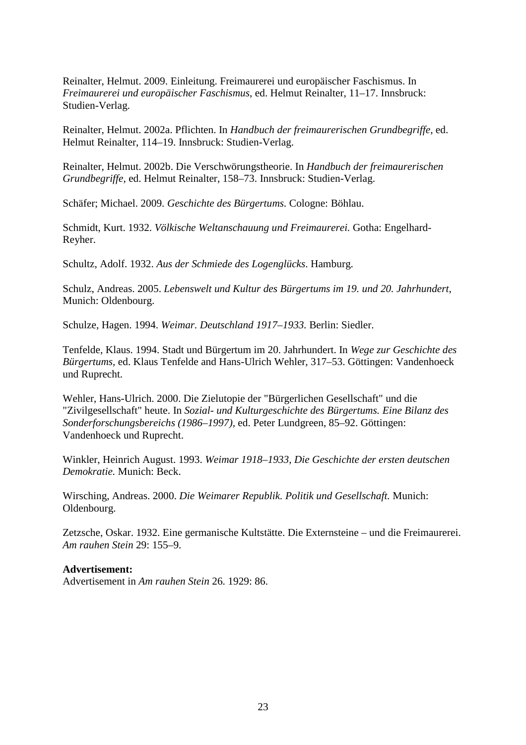Reinalter, Helmut. 2009. Einleitung. Freimaurerei und europäischer Faschismus. In *Freimaurerei und europäischer Faschismus*, ed. Helmut Reinalter, 11–17. Innsbruck: Studien-Verlag.

Reinalter, Helmut. 2002a. Pflichten. In *Handbuch der freimaurerischen Grundbegriffe*, ed. Helmut Reinalter, 114–19. Innsbruck: Studien-Verlag.

Reinalter, Helmut. 2002b. Die Verschwörungstheorie. In *Handbuch der freimaurerischen Grundbegriffe*, ed. Helmut Reinalter, 158–73. Innsbruck: Studien-Verlag.

Schäfer; Michael. 2009. *Geschichte des Bürgertums.* Cologne: Böhlau.

Schmidt, Kurt. 1932. *Völkische Weltanschauung und Freimaurerei.* Gotha: Engelhard-Reyher.

Schultz, Adolf. 1932. *Aus der Schmiede des Logenglücks*. Hamburg.

Schulz, Andreas. 2005. *Lebenswelt und Kultur des Bürgertums im 19. und 20. Jahrhundert*, Munich: Oldenbourg.

Schulze, Hagen. 1994. *Weimar. Deutschland 1917–1933.* Berlin: Siedler.

Tenfelde, Klaus. 1994. Stadt und Bürgertum im 20. Jahrhundert. In *Wege zur Geschichte des Bürgertums*, ed. Klaus Tenfelde and Hans-Ulrich Wehler, 317–53. Göttingen: Vandenhoeck und Ruprecht.

Wehler, Hans-Ulrich. 2000. Die Zielutopie der "Bürgerlichen Gesellschaft" und die "Zivilgesellschaft" heute. In *Sozial- und Kulturgeschichte des Bürgertums. Eine Bilanz des Sonderforschungsbereichs (1986–1997),* ed. Peter Lundgreen, 85–92. Göttingen: Vandenhoeck und Ruprecht.

Winkler, Heinrich August. 1993. *Weimar 1918–1933, Die Geschichte der ersten deutschen Demokratie.* Munich: Beck.

Wirsching, Andreas. 2000. *Die Weimarer Republik. Politik und Gesellschaft.* Munich: Oldenbourg.

Zetzsche, Oskar. 1932. Eine germanische Kultstätte. Die Externsteine – und die Freimaurerei. *Am rauhen Stein* 29: 155–9.

**Advertisement:**
Advertisement in *Am rauhen Stein* 26. 1929: 86.